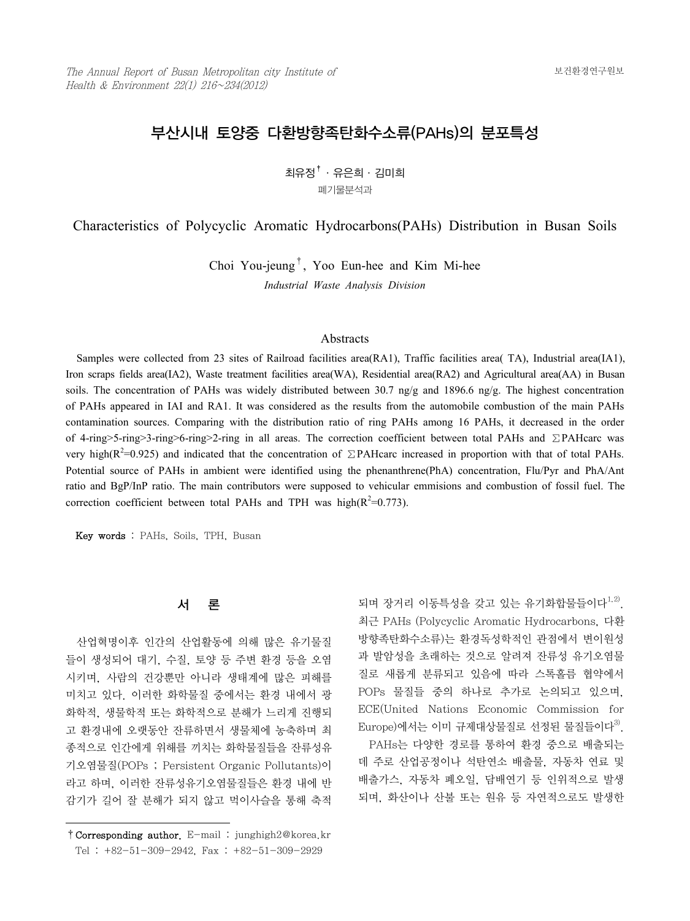# 부산시내 토양중 다환방향족탄화수소류(PAHs)의 분포특성

최유정† · 유은희 · 김미희

폐기물분석과

# Characteristics of Polycyclic Aromatic Hydrocarbons(PAHs) Distribution in Busan Soils

Choi You-jeung†, Yoo Eun-hee and Kim Mi-hee

*Industrial Waste Analysis Division*

## Abstracts

Samples were collected from 23 sites of Railroad facilities area(RA1), Traffic facilities area( TA), Industrial area(IA1), Iron scraps fields area(IA2), Waste treatment facilities area(WA), Residential area(RA2) and Agricultural area(AA) in Busan soils. The concentration of PAHs was widely distributed between 30.7 ng/g and 1896.6 ng/g. The highest concentration of PAHs appeared in IAI and RA1. It was considered as the results from the automobile combustion of the main PAHs contamination sources. Comparing with the distribution ratio of ring PAHs among 16 PAHs, it decreased in the order of 4-ring>5-ring>3-ring>6-ring>2-ring in all areas. The correction coefficient between total PAHs and ∑PAHcarc was very high($R^2$=0.925) and indicated that the concentration of ∑PAHcarc increased in proportion with that of total PAHs. Potential source of PAHs in ambient were identified using the phenanthrene(PhA) concentration, Flu/Pyr and PhA/Ant ratio and BgP/InP ratio. The main contributors were supposed to vehicular emmisions and combustion of fossil fuel. The correction coefficient between total PAHs and TPH was high($R^2$=0.773).

**Key words** : PAHs, Soils, TPH, Busan

## 서 론

산업혁명이후 인간의 산업활동에 의해 많은 유기물질들이 생성되어 대기, 수질, 토양 등 주변 환경 등을 오염시키며, 사람의 건강뿐만 아니라 생태계에 많은 피해를 미치고 있다. 이러한 화학물질 중에서는 환경 내에서 광화학적, 생물학적 또는 화학적으로 분해가 느리게 진행되고 환경내에 오랫동안 잔류하면서 생물체에 농축하며 최종적으로 인간에게 위해를 끼치는 화학물질들을 잔류성유기오염물질(POPs ; Persistent Organic Pollutants)이라고 하며, 이러한 잔류성유기오염물질들은 환경 내에 반감기가 길어 잘 분해가 되지 않고 먹이사슬을 통해 축적되며 장거리 이동특성을 갖고 있는 유기화합물들이다[1,2]. 최근 PAHs (Polycyclic Aromatic Hydrocarbons, 다환방향족탄화수소류)는 환경독성학적인 관점에서 변이원성과 발암성을 초래하는 것으로 알려져 잔류성 유기오염물질로 새롭게 분류되고 있음에 따라 스톡홀름 협약에서 POPs 물질들 중의 하나로 추가로 논의되고 있으며, ECE(United Nations Economic Commission for Europe)에서는 이미 규제대상물질로 선정된 물질들이다[3].

PAHs는 다양한 경로를 통하여 환경 중으로 배출되는데 주로 산업공정이나 석탄연소 배출물, 자동차 연료 및 배출가스, 자동차 폐오일, 담배연기 등 인위적으로 발생되며, 화산이나 산불 또는 원유 등 자연적으로도 발생한

† Corresponding author. E-mail : junghigh2@korea.kr
Tel : +82-51-309-2942, Fax : +82-51-309-2929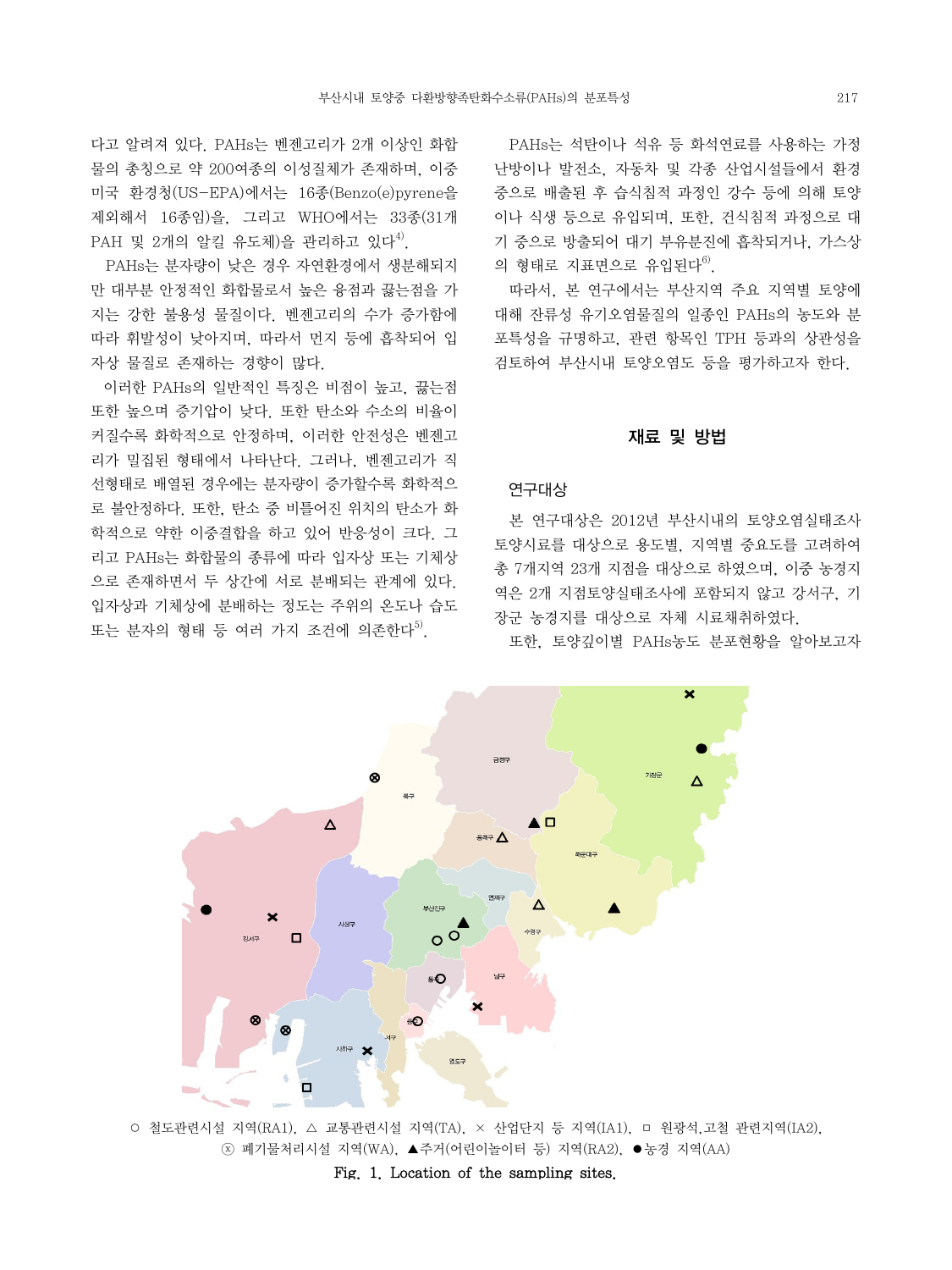다고 알려져 있다. PAHs는 벤젠고리가 2개 이상인 화합물의 총칭으로 약 200여종의 이성질체가 존재하며, 이중 미국 환경청(US-EPA)에서는 16종(Benzo(e)pyrene을 제외해서 16종임)을, 그리고 WHO에서는 33종(31개 PAH 및 2개의 알킬 유도체)을 관리하고 있다[4].

PAHs는 분자량이 낮은 경우 자연환경에서 생분해되지만 대부분 안정적인 화합물로서 높은 융점과 끓는점을 가지는 강한 불용성 물질이다. 벤젠고리의 수가 증가함에 따라 휘발성이 낮아지며, 따라서 먼지 등에 흡착되어 입자상 물질로 존재하는 경향이 많다.

이러한 PAHs의 일반적인 특징은 비점이 높고, 끓는점 또한 높으며 증기압이 낮다. 또한 탄소와 수소의 비율이 커질수록 화학적으로 안정하며, 이러한 안전성은 벤젠고리가 밀집된 형태에서 나타난다. 그러나, 벤젠고리가 직선형태로 배열된 경우에는 분자량이 증가할수록 화학적으로 불안정하다. 또한, 탄소 중 비틀어진 위치의 탄소가 화학적으로 약한 이중결합을 하고 있어 반응성이 크다. 그리고 PAHs는 화합물의 종류에 따라 입자상 또는 기체상으로 존재하면서 두 상간에 서로 분배되는 관계에 있다. 입자상과 기체상에 분배하는 정도는 주위의 온도나 습도 또는 분자의 형태 등 여러 가지 조건에 의존한다[5].

PAHs는 석탄이나 석유 등 화석연료를 사용하는 가정 난방이나 발전소, 자동차 및 각종 산업시설들에서 환경 중으로 배출된 후 습식침적 과정인 강수 등에 의해 토양이나 식생 등으로 유입되며, 또한, 건식침적 과정으로 대기 중으로 방출되어 대기 부유분진에 흡착되거나, 가스상의 형태로 지표면으로 유입된다[6].

따라서, 본 연구에서는 부산지역 주요 지역별 토양에 대해 잔류성 유기오염물질의 일종인 PAHs의 농도와 분포특성을 규명하고, 관련 항목인 TPH 등과의 상관성을 검토하여 부산시내 토양오염도 등을 평가하고자 한다.

## 재료 및 방법

### 연구대상

본 연구대상은 2012년 부산시내의 토양오염실태조사 토양시료를 대상으로 용도별, 지역별 중요도를 고려하여 총 7개지역 23개 지점을 대상으로 하였으며, 이중 농경지역은 2개 지점토양실태조사에 포함되지 않고 강서구, 기장군 농경지를 대상으로 자체 시료채취하였다.

또한, 토양깊이별 PAHs농도 분포현황을 알아보고자

○ 철도관련시설 지역(RA1), △ 교통관련시설 지역(TA), × 산업단지 등 지역(IA1), □ 원광석,고철 관련지역(IA2), ⓧ 폐기물처리시설 지역(WA), ▲주거(어린이놀이터 등) 지역(RA2), ●농경 지역(AA)

Fig. 1. Location of the sampling sites.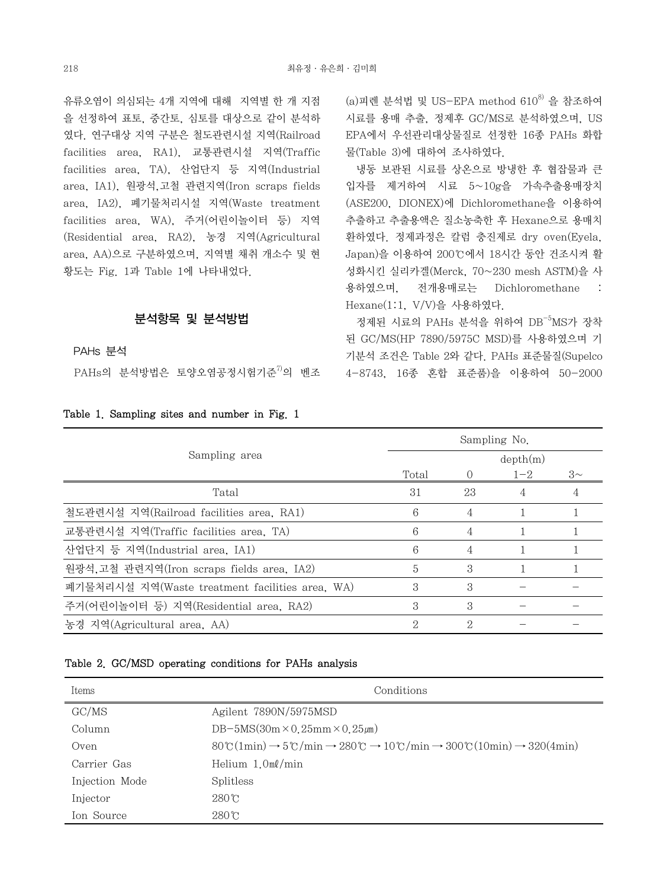유류오염이 의심되는 4개 지역에 대해 지역별 한 개 지점을 선정하여 표토, 중간토, 심토를 대상으로 같이 분석하였다. 연구대상 지역 구분은 철도관련시설 지역(Railroad facilities area, RA1), 교통관련시설 지역(Traffic facilities area, TA), 산업단지 등 지역(Industrial area, IA1), 원광석,고철 관련지역(Iron scraps fields area, IA2), 폐기물처리시설 지역(Waste treatment facilities area, WA), 주거(어린이놀이터 등) 지역(Residential area, RA2), 농경 지역(Agricultural area, AA)으로 구분하였으며, 지역별 채취 개소수 및 현황도는 Fig. 1과 Table 1에 나타내었다.

## 분석항목 및 분석방법

### PAHs 분석

PAHs의 분석방법은 토양오염공정시험기준[7]의 벤조(a)피렌 분석법 및 US-EPA method 610[8] 을 참조하여 시료를 용매 추출, 정제후 GC/MS로 분석하였으며, US EPA에서 우선관리대상물질로 선정한 16종 PAHs 화합물(Table 3)에 대하여 조사하였다.

냉동 보관된 시료를 상온으로 방냉한 후 협잡물과 큰 입자를 제거하여 시료 5~10g을 가속추출용매장치(ASE200, DIONEX)에 Dichloromethane을 이용하여 추출하고 추출용액은 질소농축한 후 Hexane으로 용매치환하였다. 정제과정은 칼럼 충진제로 dry oven(Eyela, Japan)을 이용하여 200℃에서 18시간 동안 건조시켜 활성화시킨 실리카겔(Merck, 70~230 mesh ASTM)을 사용하였으며, 전개용매로는 Dichloromethane : Hexane(1:1, V/V)을 사용하였다.

정제된 시료의 PAHs 분석을 위하여 DB$^{-5}$MS가 장착된 GC/MS(HP 7890/5975C MSD)를 사용하였으며 기기분석 조건은 Table 2와 같다. PAHs 표준물질(Supelco 4-8743, 16종 혼합 표준품)을 이용하여 50-2000

Table 1. Sampling sites and number in Fig. 1

| Sampling area | Sampling No. | | | |
|---|---|---|---|---|
| | | depth(m) | | |
| | Total | 0 | 1-2 | 3~ |
| Tatal | 31 | 23 | 4 | 4 |
| 철도관련시설 지역(Railroad facilities area, RA1) | 6 | 4 | 1 | 1 |
| 교통관련시설 지역(Traffic facilities area, TA) | 6 | 4 | 1 | 1 |
| 산업단지 등 지역(Industrial area, IA1) | 6 | 4 | 1 | 1 |
| 원광석,고철 관련지역(Iron scraps fields area, IA2) | 5 | 3 | 1 | 1 |
| 폐기물처리시설 지역(Waste treatment facilities area, WA) | 3 | 3 | - | - |
| 주거(어린이놀이터 등) 지역(Residential area, RA2) | 3 | 3 | - | - |
| 농경 지역(Agricultural area, AA) | 2 | 2 | - | - |

Table 2. GC/MSD operating conditions for PAHs analysis

| Items | Conditions |
|---|---|
| GC/MS | Agilent 7890N/5975MSD |
| Column | DB-5MS(30m×0.25mm×0.25㎛) |
| Oven | 80℃(1min)→5℃/min→280℃→10℃/min→300℃(10min)→320(4min) |
| Carrier Gas | Helium 1.0㎖/min |
| Injection Mode | Splitless |
| Injector | 280℃ |
| Ion Source | 280℃ |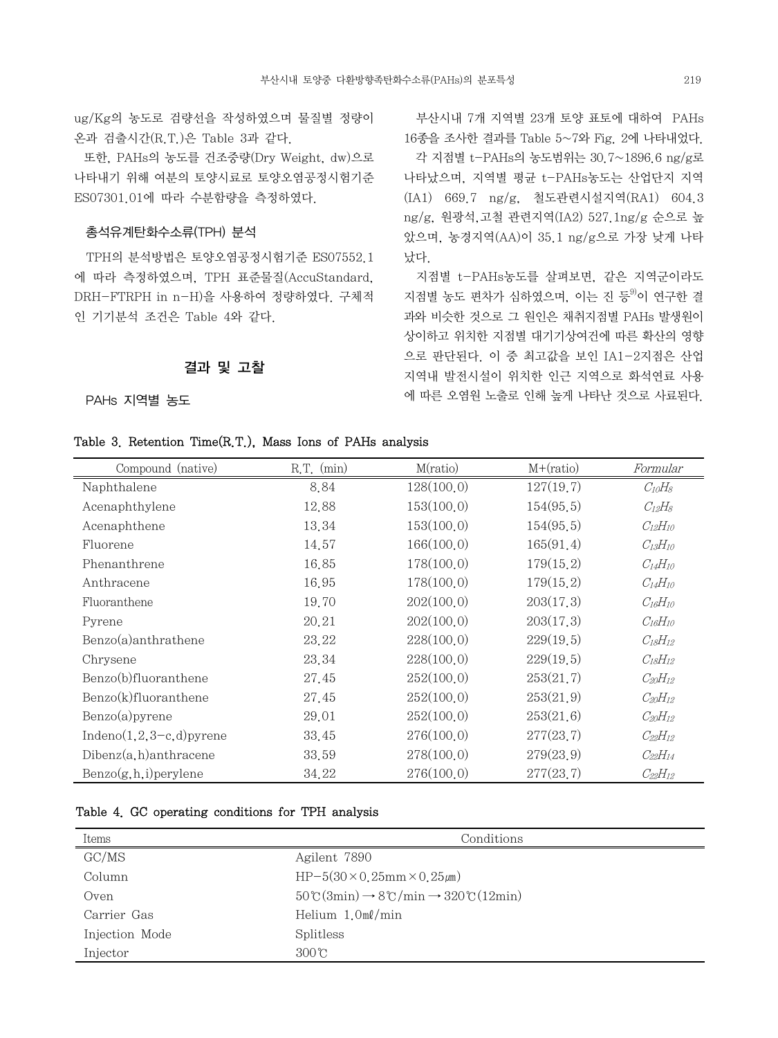ug/Kg의 농도로 검량선을 작성하였으며 물질별 정량이온과 검출시간(R.T.)은 Table 3과 같다.

또한, PAHs의 농도를 건조중량(Dry Weight, dw)으로 나타내기 위해 여분의 토양시료로 토양오염공정시험기준 ES07301.01에 따라 수분함량을 측정하였다.

### 총석유계탄화수소류(TPH) 분석

TPH의 분석방법은 토양오염공정시험기준 ES07552.1에 따라 측정하였으며, TPH 표준물질(AccuStandard, DRH-FTRPH in n-H)을 사용하여 정량하였다. 구체적인 기기분석 조건은 Table 4와 같다.

## 결과 및 고찰

### PAHs 지역별 농도

부산시내 7개 지역별 23개 토양 표토에 대하여 PAHs 16종을 조사한 결과를 Table 5~7와 Fig. 2에 나타내었다.

각 지점별 t-PAHs의 농도범위는 30.7~1896.6 ng/g로 나타났으며, 지역별 평균 t-PAHs농도는 산업단지 지역(IA1) 669.7 ng/g, 철도관련시설지역(RA1) 604.3 ng/g, 원광석,고철 관련지역(IA2) 527.1ng/g 순으로 높았으며, 농경지역(AA)이 35.1 ng/g으로 가장 낮게 나타났다.

지점별 t-PAHs농도를 살펴보면, 같은 지역군이라도 지점별 농도 편차가 심하였으며, 이는 진 등[9]이 연구한 결과와 비슷한 것으로 그 원인은 채취지점별 PAHs 발생원이 상이하고 위치한 지점별 대기기상여건에 따른 확산의 영향으로 판단된다. 이 중 최고값을 보인 IA1-2지점은 산업지역내 발전시설이 위치한 인근 지역으로 화석연료 사용에 따른 오염원 노출로 인해 높게 나타난 것으로 사료된다.

**Table 3. Retention Time(R.T.), Mass Ions of PAHs analysis**

| Compound (native) | R.T. (min) | M(ratio) | M+(ratio) | *Formular* |
|---|---|---|---|---|
| Naphthalene | 8.84 | 128(100.0) | 127(19.7) | $C_{10}H_8$ |
| Acenaphthylene | 12.88 | 153(100.0) | 154(95.5) | $C_{12}H_8$ |
| Acenaphthene | 13.34 | 153(100.0) | 154(95.5) | $C_{12}H_{10}$ |
| Fluorene | 14.57 | 166(100.0) | 165(91.4) | $C_{13}H_{10}$ |
| Phenanthrene | 16.85 | 178(100.0) | 179(15.2) | $C_{14}H_{10}$ |
| Anthracene | 16.95 | 178(100.0) | 179(15.2) | $C_{14}H_{10}$ |
| Fluoranthene | 19.70 | 202(100.0) | 203(17.3) | $C_{16}H_{10}$ |
| Pyrene | 20.21 | 202(100.0) | 203(17.3) | $C_{16}H_{10}$ |
| Benzo(a)anthrathene | 23.22 | 228(100.0) | 229(19.5) | $C_{18}H_{12}$ |
| Chrysene | 23.34 | 228(100.0) | 229(19.5) | $C_{18}H_{12}$ |
| Benzo(b)fluoranthene | 27.45 | 252(100.0) | 253(21.7) | $C_{20}H_{12}$ |
| Benzo(k)fluoranthene | 27.45 | 252(100.0) | 253(21.9) | $C_{20}H_{12}$ |
| Benzo(a)pyrene | 29.01 | 252(100.0) | 253(21.6) | $C_{20}H_{12}$ |
| Indeno(1,2,3-c,d)pyrene | 33.45 | 276(100.0) | 277(23.7) | $C_{22}H_{12}$ |
| Dibenz(a,h)anthracene | 33.59 | 278(100.0) | 279(23.9) | $C_{22}H_{14}$ |
| Benzo(g,h,i)perylene | 34.22 | 276(100.0) | 277(23.7) | $C_{22}H_{12}$ |

**Table 4. GC operating conditions for TPH analysis**

| Items | Conditions |
|---|---|
| GC/MS | Agilent 7890 |
| Column | HP-5(30×0.25mm×0.25㎛) |
| Oven | 50℃(3min) → 8℃/min → 320℃(12min) |
| Carrier Gas | Helium 1.0㎖/min |
| Injection Mode | Splitless |
| Injector | 300℃ |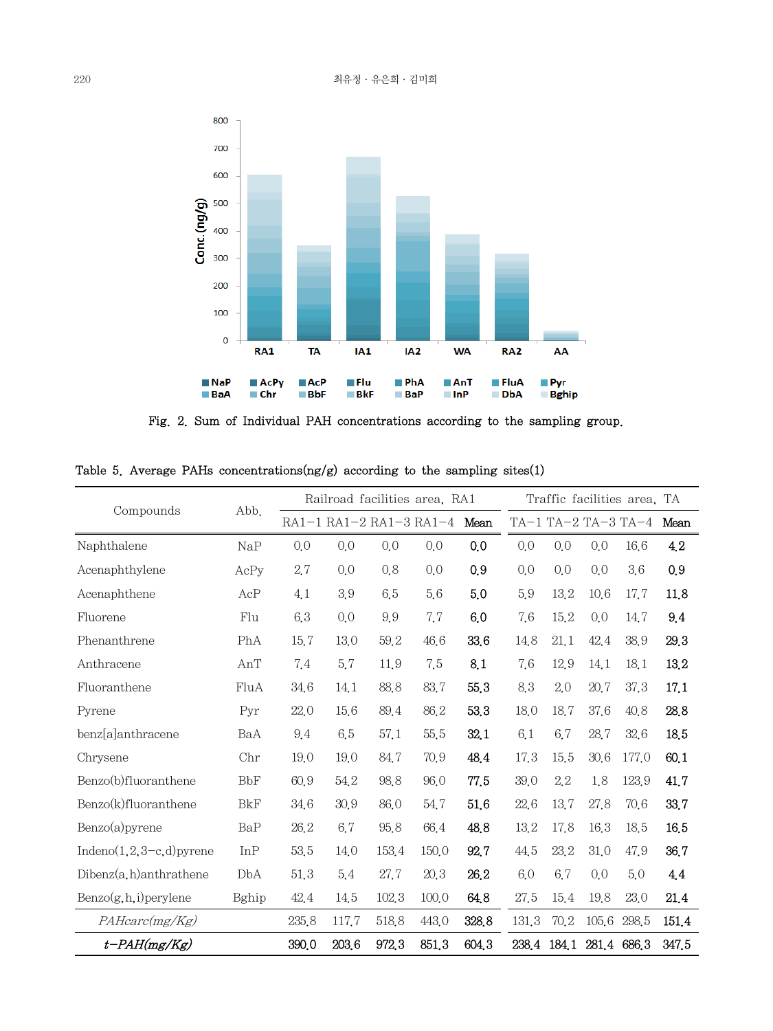Fig. 2. Sum of Individual PAH concentrations according to the sampling group.

Table 5. Average PAHs concentrations(ng/g) according to the sampling sites(1)

| Compounds | Abb. | Railroad facilities area, RA1 | | | | | Traffic facilities area, TA | | | | |
|---|---|---|---|---|---|---|---|---|---|---|---|
| | | RA1-1 | RA1-2 | RA1-3 | RA1-4 | **Mean** | TA-1 | TA-2 | TA-3 | TA-4 | **Mean** |
| Naphthalene | NaP | 0.0 | 0.0 | 0.0 | 0.0 | **0.0** | 0.0 | 0.0 | 0.0 | 16.6 | **4.2** |
| Acenaphthylene | AcPy | 2.7 | 0.0 | 0.8 | 0.0 | **0.9** | 0.0 | 0.0 | 0.0 | 3.6 | **0.9** |
| Acenaphthene | AcP | 4.1 | 3.9 | 6.5 | 5.6 | **5.0** | 5.9 | 13.2 | 10.6 | 17.7 | **11.8** |
| Fluorene | Flu | 6.3 | 0.0 | 9.9 | 7.7 | **6.0** | 7.6 | 15.2 | 0.0 | 14.7 | **9.4** |
| Phenanthrene | PhA | 15.7 | 13.0 | 59.2 | 46.6 | **33.6** | 14.8 | 21.1 | 42.4 | 38.9 | **29.3** |
| Anthracene | AnT | 7.4 | 5.7 | 11.9 | 7.5 | **8.1** | 7.6 | 12.9 | 14.1 | 18.1 | **13.2** |
| Fluoranthene | FluA | 34.6 | 14.1 | 88.8 | 83.7 | **55.3** | 8.3 | 2.0 | 20.7 | 37.3 | **17.1** |
| Pyrene | Pyr | 22.0 | 15.6 | 89.4 | 86.2 | **53.3** | 18.0 | 18.7 | 37.6 | 40.8 | **28.8** |
| benz[a]anthracene | BaA | 9.4 | 6.5 | 57.1 | 55.5 | **32.1** | 6.1 | 6.7 | 28.7 | 32.6 | **18.5** |
| Chrysene | Chr | 19.0 | 19.0 | 84.7 | 70.9 | **48.4** | 17.3 | 15.5 | 30.6 | 177.0 | **60.1** |
| Benzo(b)fluoranthene | BbF | 60.9 | 54.2 | 98.8 | 96.0 | **77.5** | 39.0 | 2.2 | 1.8 | 123.9 | **41.7** |
| Benzo(k)fluoranthene | BkF | 34.6 | 30.9 | 86.0 | 54.7 | **51.6** | 22.6 | 13.7 | 27.8 | 70.6 | **33.7** |
| Benzo(a)pyrene | BaP | 26.2 | 6.7 | 95.8 | 66.4 | **48.8** | 13.2 | 17.8 | 16.3 | 18.5 | **16.5** |
| Indeno(1,2,3-c,d)pyrene | InP | 53.5 | 14.0 | 153.4 | 150.0 | **92.7** | 44.5 | 23.2 | 31.0 | 47.9 | **36.7** |
| Dibenz(a,h)anthrathene | DbA | 51.3 | 5.4 | 27.7 | 20.3 | **26.2** | 6.0 | 6.7 | 0.0 | 5.0 | **4.4** |
| Benzo(g,h,i)perylene | Bghip | 42.4 | 14.5 | 102.3 | 100.0 | **64.8** | 27.5 | 15.4 | 19.8 | 23.0 | **21.4** |
| *PAHcarc(mg/Kg)* | | 235.8 | 117.7 | 518.8 | 443.0 | **328.8** | 131.3 | 70.2 | 105.6 | 298.5 | **151.4** |
| ***t-PAH(mg/Kg)*** | | **390.0** | **203.6** | **972.3** | **851.3** | **604.3** | **238.4** | **184.1** | **281.4** | **686.3** | **347.5** |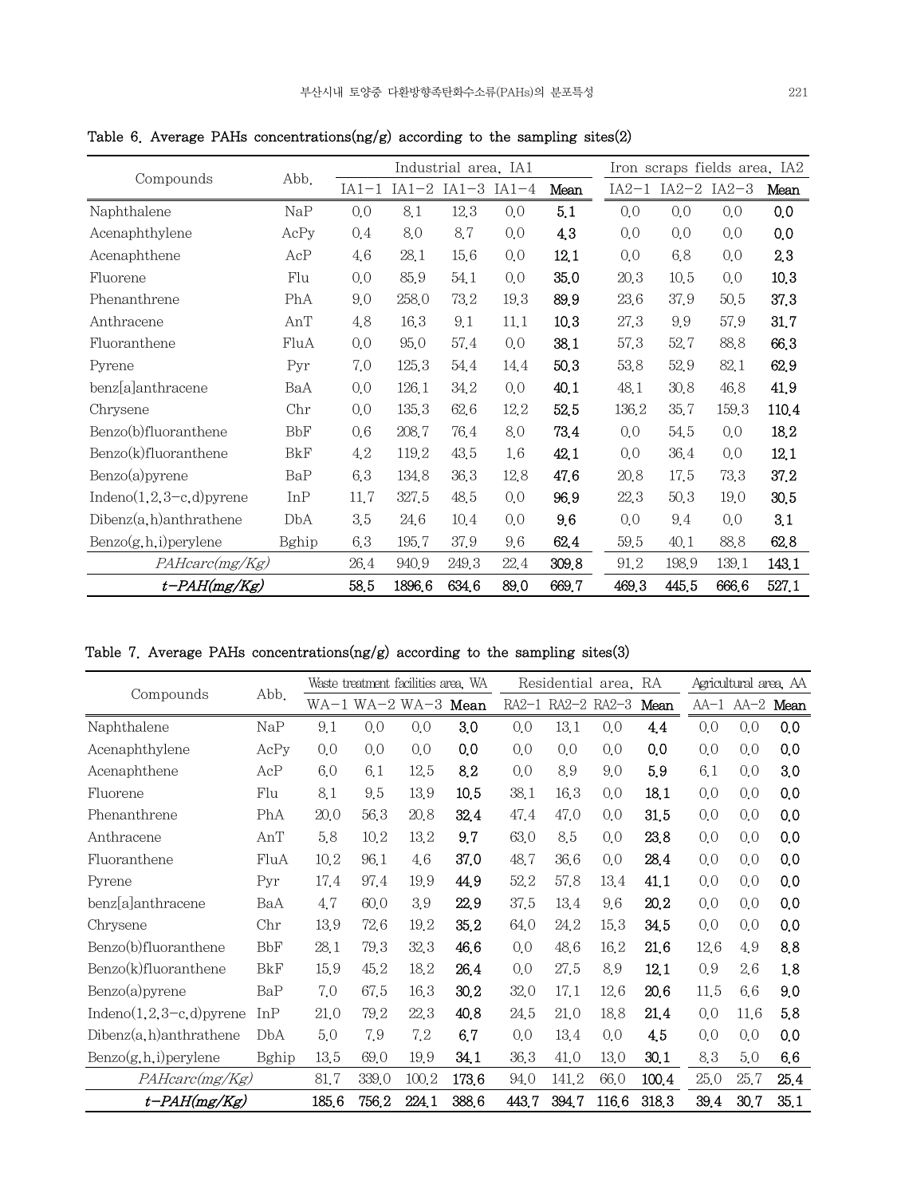Table 6. Average PAHs concentrations(ng/g) according to the sampling sites(2)

| Compounds | Abb. | Industrial area, IA1 | | | | | Iron scraps fields area, IA2 | | | |
|---|---|---|---|---|---|---|---|---|---|---|
| | | IA1-1 | IA1-2 | IA1-3 | IA1-4 | Mean | IA2-1 | IA2-2 | IA2-3 | Mean |
| Naphthalene | NaP | 0.0 | 8.1 | 12.3 | 0.0 | **5.1** | 0.0 | 0.0 | 0.0 | **0.0** |
| Acenaphthylene | AcPy | 0.4 | 8.0 | 8.7 | 0.0 | **4.3** | 0.0 | 0.0 | 0.0 | **0.0** |
| Acenaphthene | AcP | 4.6 | 28.1 | 15.6 | 0.0 | **12.1** | 0.0 | 6.8 | 0.0 | **2.3** |
| Fluorene | Flu | 0.0 | 85.9 | 54.1 | 0.0 | **35.0** | 20.3 | 10.5 | 0.0 | **10.3** |
| Phenanthrene | PhA | 9.0 | 258.0 | 73.2 | 19.3 | **89.9** | 23.6 | 37.9 | 50.5 | **37.3** |
| Anthracene | AnT | 4.8 | 16.3 | 9.1 | 11.1 | **10.3** | 27.3 | 9.9 | 57.9 | **31.7** |
| Fluoranthene | FluA | 0.0 | 95.0 | 57.4 | 0.0 | **38.1** | 57.3 | 52.7 | 88.8 | **66.3** |
| Pyrene | Pyr | 7.0 | 125.3 | 54.4 | 14.4 | **50.3** | 53.8 | 52.9 | 82.1 | **62.9** |
| benz[a]anthracene | BaA | 0.0 | 126.1 | 34.2 | 0.0 | **40.1** | 48.1 | 30.8 | 46.8 | **41.9** |
| Chrysene | Chr | 0.0 | 135.3 | 62.6 | 12.2 | **52.5** | 136.2 | 35.7 | 159.3 | **110.4** |
| Benzo(b)fluoranthene | BbF | 0.6 | 208.7 | 76.4 | 8.0 | **73.4** | 0.0 | 54.5 | 0.0 | **18.2** |
| Benzo(k)fluoranthene | BkF | 4.2 | 119.2 | 43.5 | 1.6 | **42.1** | 0.0 | 36.4 | 0.0 | **12.1** |
| Benzo(a)pyrene | BaP | 6.3 | 134.8 | 36.3 | 12.8 | **47.6** | 20.8 | 17.5 | 73.3 | **37.2** |
| Indeno(1,2,3-c,d)pyrene | InP | 11.7 | 327.5 | 48.5 | 0.0 | **96.9** | 22.3 | 50.3 | 19.0 | **30.5** |
| Dibenz(a,h)anthrathene | DbA | 3.5 | 24.6 | 10.4 | 0.0 | **9.6** | 0.0 | 9.4 | 0.0 | **3.1** |
| Benzo(g,h,i)perylene | Bghip | 6.3 | 195.7 | 37.9 | 9.6 | **62.4** | 59.5 | 40.1 | 88.8 | **62.8** |
| *PAHcarc(mg/Kg)* | | 26.4 | 940.9 | 249.3 | 22.4 | 309.8 | 91.2 | 198.9 | 139.1 | 143.1 |
| ***t-PAH(mg/Kg)*** | | **58.5** | **1896.6** | **634.6** | **89.0** | **669.7** | **469.3** | **445.5** | **666.6** | **527.1** |

Table 7. Average PAHs concentrations(ng/g) according to the sampling sites(3)

| Compounds | Abb. | Waste treatment facilities area, WA | | | | Residential area, RA | | | | Agricultural area, AA | | |
|---|---|---|---|---|---|---|---|---|---|---|---|---|
| | | WA-1 | WA-2 | WA-3 | Mean | RA2-1 | RA2-2 | RA2-3 | Mean | AA-1 | AA-2 | Mean |
| Naphthalene | NaP | 9.1 | 0.0 | 0.0 | **3.0** | 0.0 | 13.1 | 0.0 | **4.4** | 0.0 | 0.0 | **0.0** |
| Acenaphthylene | AcPy | 0.0 | 0.0 | 0.0 | **0.0** | 0.0 | 0.0 | 0.0 | **0.0** | 0.0 | 0.0 | **0.0** |
| Acenaphthene | AcP | 6.0 | 6.1 | 12.5 | **8.2** | 0.0 | 8.9 | 9.0 | **5.9** | 6.1 | 0.0 | **3.0** |
| Fluorene | Flu | 8.1 | 9.5 | 13.9 | **10.5** | 38.1 | 16.3 | 0.0 | **18.1** | 0.0 | 0.0 | **0.0** |
| Phenanthrene | PhA | 20.0 | 56.3 | 20.8 | **32.4** | 47.4 | 47.0 | 0.0 | **31.5** | 0.0 | 0.0 | **0.0** |
| Anthracene | AnT | 5.8 | 10.2 | 13.2 | **9.7** | 63.0 | 8.5 | 0.0 | **23.8** | 0.0 | 0.0 | **0.0** |
| Fluoranthene | FluA | 10.2 | 96.1 | 4.6 | **37.0** | 48.7 | 36.6 | 0.0 | **28.4** | 0.0 | 0.0 | **0.0** |
| Pyrene | Pyr | 17.4 | 97.4 | 19.9 | **44.9** | 52.2 | 57.8 | 13.4 | **41.1** | 0.0 | 0.0 | **0.0** |
| benz[a]anthracene | BaA | 4.7 | 60.0 | 3.9 | **22.9** | 37.5 | 13.4 | 9.6 | **20.2** | 0.0 | 0.0 | **0.0** |
| Chrysene | Chr | 13.9 | 72.6 | 19.2 | **35.2** | 64.0 | 24.2 | 15.3 | **34.5** | 0.0 | 0.0 | **0.0** |
| Benzo(b)fluoranthene | BbF | 28.1 | 79.3 | 32.3 | **46.6** | 0.0 | 48.6 | 16.2 | **21.6** | 12.6 | 4.9 | **8.8** |
| Benzo(k)fluoranthene | BkF | 15.9 | 45.2 | 18.2 | **26.4** | 0.0 | 27.5 | 8.9 | **12.1** | 0.9 | 2.6 | **1.8** |
| Benzo(a)pyrene | BaP | 7.0 | 67.5 | 16.3 | **30.2** | 32.0 | 17.1 | 12.6 | **20.6** | 11.5 | 6.6 | **9.0** |
| Indeno(1,2,3-c,d)pyrene | InP | 21.0 | 79.2 | 22.3 | **40.8** | 24.5 | 21.0 | 18.8 | **21.4** | 0.0 | 11.6 | **5.8** |
| Dibenz(a,h)anthrathene | DbA | 5.0 | 7.9 | 7.2 | **6.7** | 0.0 | 13.4 | 0.0 | **4.5** | 0.0 | 0.0 | **0.0** |
| Benzo(g,h,i)perylene | Bghip | 13.5 | 69.0 | 19.9 | **34.1** | 36.3 | 41.0 | 13.0 | **30.1** | 8.3 | 5.0 | **6.6** |
| *PAHcarc(mg/Kg)* | | 81.7 | 339.0 | 100.2 | 173.6 | 94.0 | 141.2 | 66.0 | 100.4 | 25.0 | 25.7 | 25.4 |
| ***t-PAH(mg/Kg)*** | | **185.6** | **756.2** | **224.1** | **388.6** | **443.7** | **394.7** | **116.6** | **318.3** | **39.4** | **30.7** | **35.1** |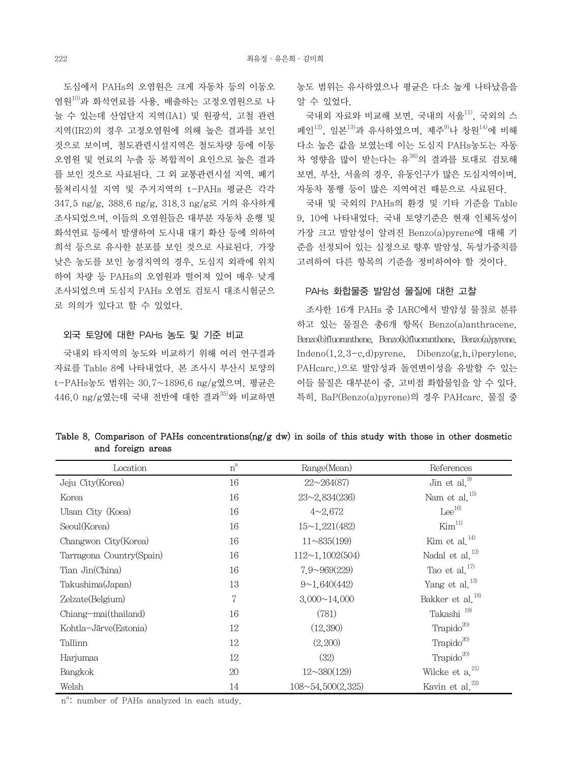도심에서 PAHs의 오염원은 크게 자동차 등의 이동오염원[10]과 화석연료를 사용, 배출하는 고정오염원으로 나눌 수 있는데 산업단지 지역(IA1) 및 원광석, 고철 관련 지역(IR2)의 경우 고정오염원에 의해 높은 결과를 보인 것으로 보이며, 철도관련시설지역은 철도차량 등에 이동오염원 및 연료의 누출 등 복합적이 요인으로 높은 결과를 보인 것으로 사료된다. 그 외 교통관련시설 지역, 폐기물처리시설 지역 및 주거지역의 t-PAHs 평균은 각각 347.5 ng/g, 388.6 ng/g, 318.3 ng/g로 거의 유사하게 조사되었으며, 이들의 오염원들은 대부분 자동차 운행 및 화석연료 등에서 발생하여 도시내 대기 확산 등에 의하여 희석 등으로 유사한 분포를 보인 것으로 사료된다. 가장 낮은 농도를 보인 농경지역의 경우, 도심지 외곽에 위치하여 차량 등 PAHs의 오염원과 떨어져 있어 매우 낮게 조사되었으며 도심지 PAHs 오염도 검토시 대조시험군으로 의의가 있다고 할 수 있었다.

## 외국 토양에 대한 PAHs 농도 및 기준 비교

국내외 타지역의 농도와 비교하기 위해 여러 연구결과 자료를 Table 8에 나타내었다. 본 조사시 부산시 토양의 t-PAHs농도 범위는 30.7~1896.6 ng/g였으며, 평균은 446.0 ng/g였는데 국내 전반에 대한 결과[35]와 비교하면 농도 범위는 유사하였으나 평균은 다소 높게 나타났음을 알 수 있었다.

국내외 자료와 비교해 보면, 국내의 서울[11], 국외의 스페인[12], 일본[13]과 유사하였으며, 제주[9]나 창원[14]에 비해 다소 높은 값을 보였는데 이는 도심지 PAHs농도는 자동차 영향을 많이 받는다는 유[26]의 결과를 토대로 검토해 보면, 부산, 서울의 경우, 유동인구가 많은 도심지역이며, 자동차 통행 등이 많은 지역여건 때문으로 사료된다.

국내 및 국외의 PAHs의 환경 및 기타 기준을 Table 9, 10에 나타내었다. 국내 토양기준은 현재 인체독성이 가장 크고 발암성이 알려진 Benzo(a)pyrene에 대해 기준을 선정되어 있는 실정으로 향후 발암성, 독성가중치를 고려하여 다른 항목의 기준을 정비하여야 할 것이다.

## PAHs 화합물중 발암성 물질에 대한 고찰

조사한 16개 PAHs 중 IARC에서 발암성 물질로 분류하고 있는 물질은 총6개 항목( Benzo(a)anthracene, Benzo(b)fluoranthene, Benzo(k)fluoranthene, Benzo(a)pyrene, Indeno(1,2,3-c,d)pyrene, Dibenzo(g,h,i)perylene, PAHcarc.)으로 발암성과 돌연변이성을 유발할 수 있는 이들 물질은 대부분이 중, 고비점 화합물임을 알 수 있다. 특히, BaP(Benzo(a)pyrene)의 경우 PAHcarc. 물질 중

Table 8. Comparison of PAHs concentrations(ng/g dw) in soils of this study with those in other dosmetic and foreign areas

| Location | n[a] | Range(Mean) | References |
|---|---|---|---|
| Jeju City(Korea) | 16 | 22~264(87) | Jin et al.[9] |
| Korea | 16 | 23~2,834(236) | Nam et al.[15] |
| Ulsan City (Koea) | 16 | 4~2,672 | Lee[16] |
| Seoul(Korea) | 16 | 15~1,221(482) | Kim[11] |
| Changwon City(Korea) | 16 | 11~835(199) | Kim et al.[14] |
| Tarragona Country(Spain) | 16 | 112~1,1002(504) | Nadal et al.[12] |
| Tian Jin(China) | 16 | 7.9~969(229) | Tao et al.[17] |
| Takushima(Japan) | 13 | 9~1,640(442) | Yang et al.[13] |
| Zelzate(Belgium) | 7 | 3,000~14,000 | Bakker et al.[18] |
| Chiang-mai(thailand) | 16 | (781) | Takashi [19] |
| Kohtla-Järve(Estonia) | 12 | (12,390) | Trapido[20] |
| Tallinn | 12 | (2,200) | Trapido[20] |
| Harjumaa | 12 | (32) | Trapido[20] |
| Bangkok | 20 | 12~380(129) | Wilcke et a.[21] |
| Welsh | 14 | 108~54,500(2,325) | Kavin et al.[22] |

n[a]: number of PAHs analyzed in each study.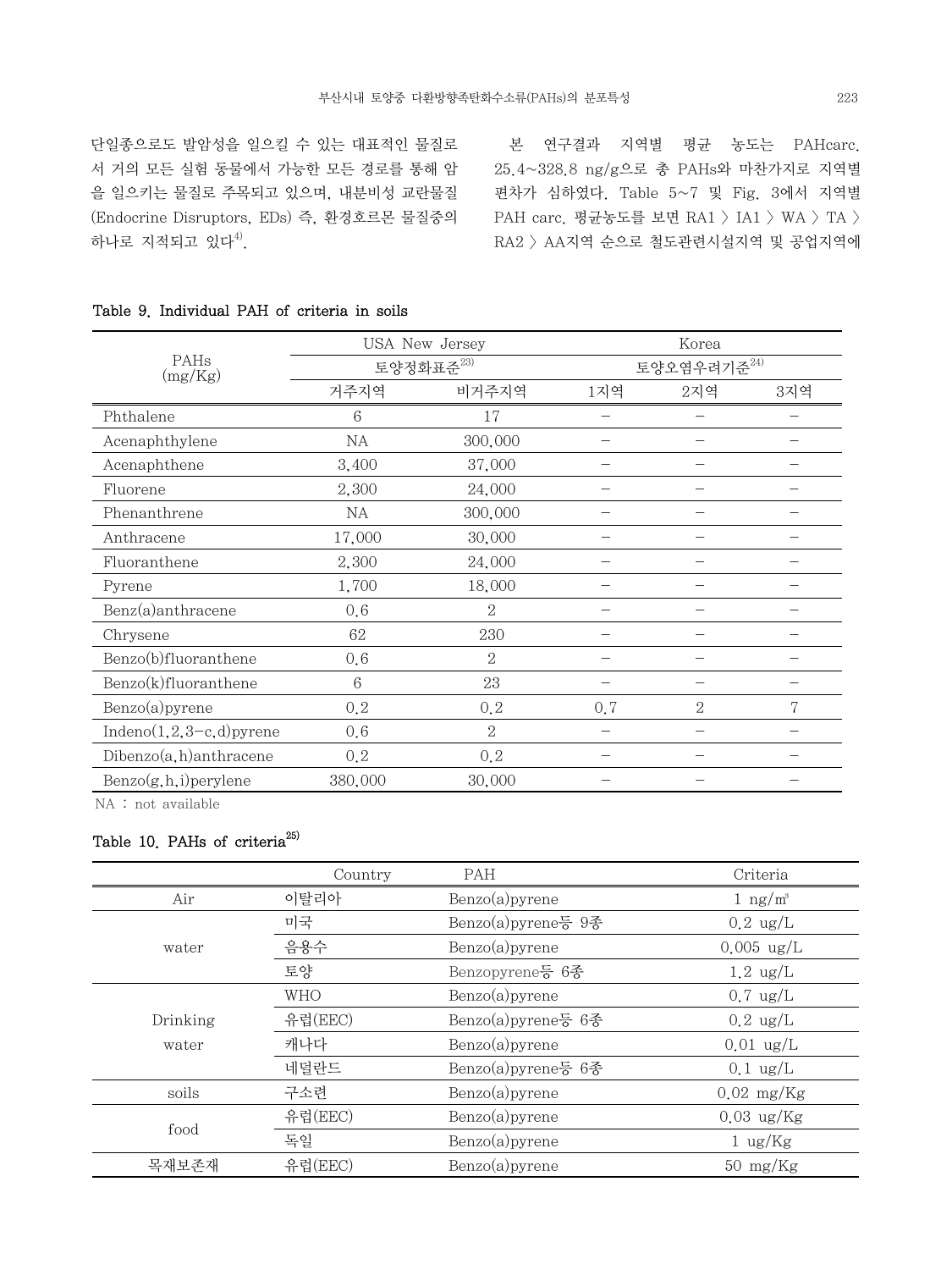단일종으로도 발암성을 일으킬 수 있는 대표적인 물질로서 거의 모든 실험 동물에서 가능한 모든 경로를 통해 암을 일으키는 물질로 주목되고 있으며, 내분비성 교란물질(Endocrine Disruptors, EDs) 즉, 환경호르몬 물질중의 하나로 지적되고 있다[4].

본 연구결과 지역별 평균 농도는 PAHcarc. 25.4~328.8 ng/g으로 총 PAHs와 마찬가지로 지역별 편차가 심하였다. Table 5~7 및 Fig. 3에서 지역별 PAH carc. 평균농도를 보면 RA1 > IA1 > WA > TA > RA2 > AA지역 순으로 철도관련시설지역 및 공업지역에

Table 9. Individual PAH of criteria in soils

| PAHs (mg/Kg) | USA New Jersey | | Korea | | |
|---|---|---|---|---|---|
| | 토양정화표준[23] | | 토양오염우려기준[24] | | |
| | 거주지역 | 비거주지역 | 1지역 | 2지역 | 3지역 |
| Phthalene | 6 | 17 | – | – | – |
| Acenaphthylene | NA | 300,000 | – | – | – |
| Acenaphthene | 3,400 | 37,000 | – | – | – |
| Fluorene | 2,300 | 24,000 | – | – | – |
| Phenanthrene | NA | 300,000 | – | – | – |
| Anthracene | 17,000 | 30,000 | – | – | – |
| Fluoranthene | 2,300 | 24,000 | – | – | – |
| Pyrene | 1,700 | 18,000 | – | – | – |
| Benz(a)anthracene | 0.6 | 2 | – | – | – |
| Chrysene | 62 | 230 | – | – | – |
| Benzo(b)fluoranthene | 0.6 | 2 | – | – | – |
| Benzo(k)fluoranthene | 6 | 23 | – | – | – |
| Benzo(a)pyrene | 0.2 | 0.2 | 0.7 | 2 | 7 |
| Indeno(1,2,3-c,d)pyrene | 0.6 | 2 | – | – | – |
| Dibenzo(a,h)anthracene | 0.2 | 0.2 | – | – | – |
| Benzo(g,h,i)perylene | 380,000 | 30,000 | – | – | – |

NA : not available

Table 10. PAHs of criteria[25]

| | Country | PAH | Criteria |
|---|---|---|---|
| Air | 이탈리아 | Benzo(a)pyrene | 1 ng/m³ |
| water | 미국 | Benzo(a)pyrene등 9종 | 0.2 ug/L |
| | 음용수 | Benzo(a)pyrene | 0.005 ug/L |
| | 토양 | Benzopyrene등 6종 | 1.2 ug/L |
| Drinking water | WHO | Benzo(a)pyrene | 0.7 ug/L |
| | 유럽(EEC) | Benzo(a)pyrene등 6종 | 0.2 ug/L |
| | 캐나다 | Benzo(a)pyrene | 0.01 ug/L |
| | 네덜란드 | Benzo(a)pyrene등 6종 | 0.1 ug/L |
| soils | 구소련 | Benzo(a)pyrene | 0.02 mg/Kg |
| food | 유럽(EEC) | Benzo(a)pyrene | 0.03 ug/Kg |
| | 독일 | Benzo(a)pyrene | 1 ug/Kg |
| 목재보존재 | 유럽(EEC) | Benzo(a)pyrene | 50 mg/Kg |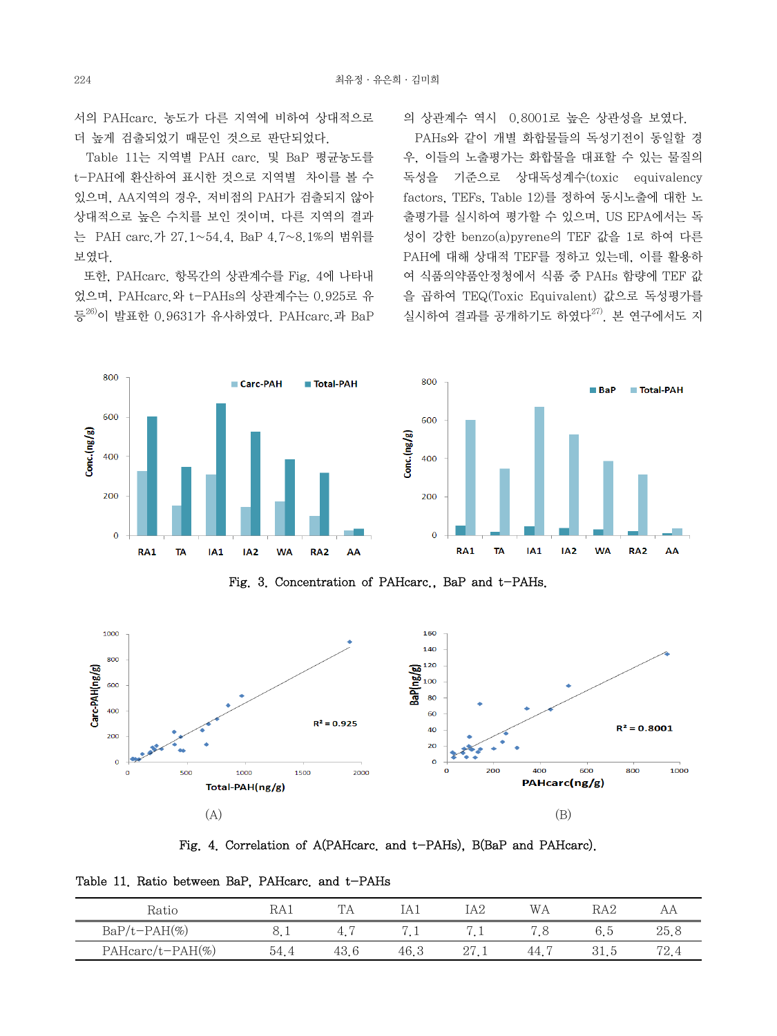서의 PAHcarc. 농도가 다른 지역에 비하여 상대적으로 더 높게 검출되었기 때문인 것으로 판단되었다.

Table 11는 지역별 PAH carc. 및 BaP 평균농도를 t-PAH에 환산하여 표시한 것으로 지역별 차이를 볼 수 있으며, AA지역의 경우, 저비점의 PAH가 검출되지 않아 상대적으로 높은 수치를 보인 것이며, 다른 지역의 결과는 PAH carc.가 27.1~54.4, BaP 4.7~8.1%의 범위를 보였다.

또한, PAHcarc. 항목간의 상관계수를 Fig. 4에 나타내었으며, PAHcarc.와 t-PAHs의 상관계수는 0.925로 유 등[26]이 발표한 0.9631가 유사하였다. PAHcarc.과 BaP의 상관계수 역시 0.8001로 높은 상관성을 보였다.

PAHs와 같이 개별 화합물들의 독성기전이 동일할 경우, 이들의 노출평가는 화합물을 대표할 수 있는 물질의 독성을 기준으로 상대독성계수(toxic equivalency factors, TEFs, Table 12)를 정하여 동시노출에 대한 노출평가를 실시하여 평가할 수 있으며, US EPA에서는 독성이 강한 benzo(a)pyrene의 TEF 값을 1로 하여 다른 PAH에 대해 상대적 TEF를 정하고 있는데, 이를 활용하여 식품의약품안정청에서 식품 중 PAHs 함량에 TEF 값을 곱하여 TEQ(Toxic Equivalent) 값으로 독성평가를 실시하여 결과를 공개하기도 하였다[27]. 본 연구에서도 지

Fig. 3. Concentration of PAHcarc., BaP and t-PAHs.

(A)

(B)

Fig. 4. Correlation of A(PAHcarc. and t-PAHs), B(BaP and PAHcarc).

Table 11. Ratio between BaP, PAHcarc. and t-PAHs

| Ratio | RA1 | TA | IA1 | IA2 | WA | RA2 | AA |
|---|---|---|---|---|---|---|---|
| BaP/t-PAH(%) | 8.1 | 4.7 | 7.1 | 7.1 | 7.8 | 6.5 | 25.8 |
| PAHcarc/t-PAH(%) | 54.4 | 43.6 | 46.3 | 27.1 | 44.7 | 31.5 | 72.4 |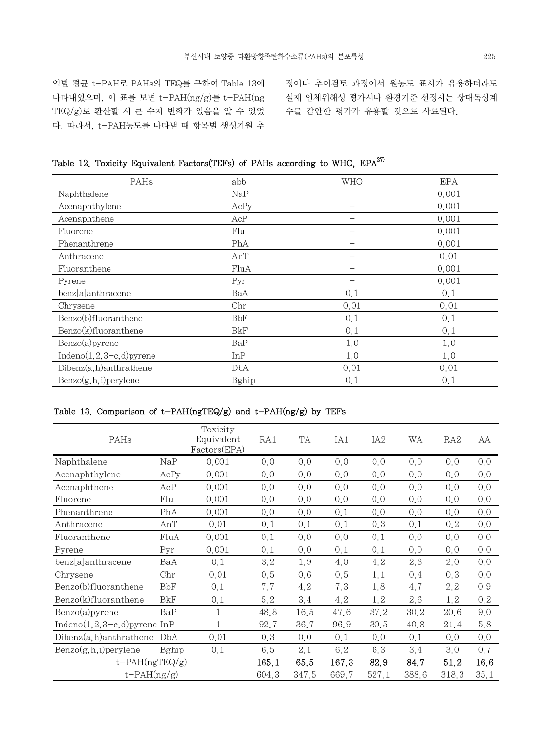역별 평균 t-PAH로 PAHs의 TEQ를 구하여 Table 13에 나타내었으며, 이 표를 보면 t-PAH(ng/g)를 t-PAH(ng TEQ/g)로 환산할 시 큰 수치 변화가 있음을 알 수 있었다. 따라서, t-PAH농도를 나타낼 때 항목별 생성기원 추정이나 추이검토 과정에서 원농도 표시가 유용하더라도 실제 인체위해성 평가시나 환경기준 선정시는 상대독성계수를 감안한 평가가 유용할 것으로 사료된다.

**Table 12. Toxicity Equivalent Factors(TEFs) of PAHs according to WHO, EPA[27]**

| PAHs | abb | WHO | EPA |
|---|---|---|---|
| Naphthalene | NaP | – | 0.001 |
| Acenaphthylene | AcPy | – | 0.001 |
| Acenaphthene | AcP | – | 0.001 |
| Fluorene | Flu | – | 0.001 |
| Phenanthrene | PhA | – | 0.001 |
| Anthracene | AnT | – | 0.01 |
| Fluoranthene | FluA | – | 0.001 |
| Pyrene | Pyr | – | 0.001 |
| benz[a]anthracene | BaA | 0.1 | 0.1 |
| Chrysene | Chr | 0.01 | 0.01 |
| Benzo(b)fluoranthene | BbF | 0.1 | 0.1 |
| Benzo(k)fluoranthene | BkF | 0.1 | 0.1 |
| Benzo(a)pyrene | BaP | 1.0 | 1.0 |
| Indeno(1,2,3-c,d)pyrene | InP | 1.0 | 1.0 |
| Dibenz(a,h)anthrathene | DbA | 0.01 | 0.01 |
| Benzo(g,h,i)perylene | Bghip | 0.1 | 0.1 |

**Table 13. Comparison of t-PAH(ngTEQ/g) and t-PAH(ng/g) by TEFs**

| PAHs | | Toxicity Equivalent Factors(EPA) | RA1 | TA | IA1 | IA2 | WA | RA2 | AA |
|---|---|---|---|---|---|---|---|---|---|
| Naphthalene | NaP | 0.001 | 0.0 | 0.0 | 0.0 | 0.0 | 0.0 | 0.0 | 0.0 |
| Acenaphthylene | AcPy | 0.001 | 0.0 | 0.0 | 0.0 | 0.0 | 0.0 | 0.0 | 0.0 |
| Acenaphthene | AcP | 0.001 | 0.0 | 0.0 | 0.0 | 0.0 | 0.0 | 0.0 | 0.0 |
| Fluorene | Flu | 0.001 | 0.0 | 0.0 | 0.0 | 0.0 | 0.0 | 0.0 | 0.0 |
| Phenanthrene | PhA | 0.001 | 0.0 | 0.0 | 0.1 | 0.0 | 0.0 | 0.0 | 0.0 |
| Anthracene | AnT | 0.01 | 0.1 | 0.1 | 0.1 | 0.3 | 0.1 | 0.2 | 0.0 |
| Fluoranthene | FluA | 0.001 | 0.1 | 0.0 | 0.0 | 0.1 | 0.0 | 0.0 | 0.0 |
| Pyrene | Pyr | 0.001 | 0.1 | 0.0 | 0.1 | 0.1 | 0.0 | 0.0 | 0.0 |
| benz[a]anthracene | BaA | 0.1 | 3.2 | 1.9 | 4.0 | 4.2 | 2.3 | 2.0 | 0.0 |
| Chrysene | Chr | 0.01 | 0.5 | 0.6 | 0.5 | 1.1 | 0.4 | 0.3 | 0.0 |
| Benzo(b)fluoranthene | BbF | 0.1 | 7.7 | 4.2 | 7.3 | 1.8 | 4.7 | 2.2 | 0.9 |
| Benzo(k)fluoranthene | BkF | 0.1 | 5.2 | 3.4 | 4.2 | 1.2 | 2.6 | 1.2 | 0.2 |
| Benzo(a)pyrene | BaP | 1 | 48.8 | 16.5 | 47.6 | 37.2 | 30.2 | 20.6 | 9.0 |
| Indeno(1,2,3-c,d)pyrene | InP | 1 | 92.7 | 36.7 | 96.9 | 30.5 | 40.8 | 21.4 | 5.8 |
| Dibenz(a,h)anthrathene | DbA | 0.01 | 0.3 | 0.0 | 0.1 | 0.0 | 0.1 | 0.0 | 0.0 |
| Benzo(g,h,i)perylene | Bghip | 0.1 | 6.5 | 2.1 | 6.2 | 6.3 | 3.4 | 3.0 | 0.7 |
| **t-PAH(ngTEQ/g)** | | | **165.1** | **65.5** | **167.3** | **82.9** | **84.7** | **51.2** | **16.6** |
| t-PAH(ng/g) | | | 604.3 | 347.5 | 669.7 | 527.1 | 388.6 | 318.3 | 35.1 |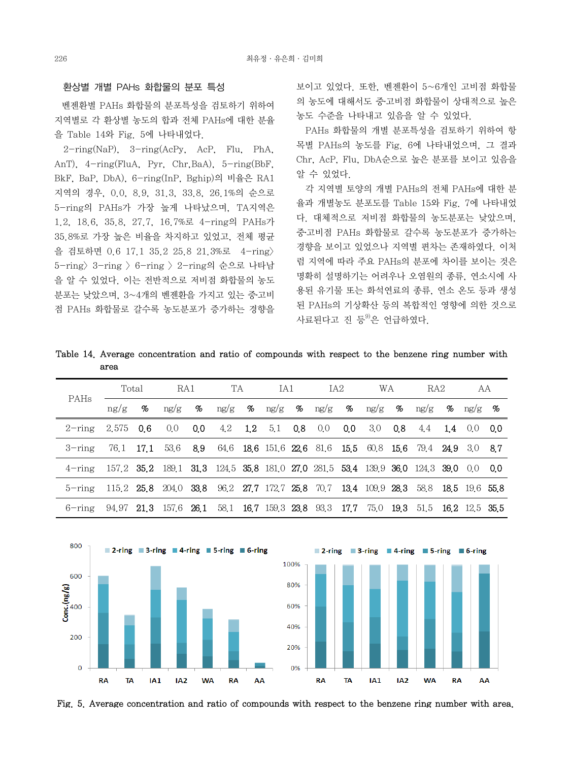### 환상별 개별 PAHs 화합물의 분포 특성

벤젠환별 PAHs 화합물의 분포특성을 검토하기 위하여 지역별로 각 환상별 농도의 합과 전체 PAHs에 대한 분율을 Table 14와 Fig. 5에 나타내었다.

2-ring(NaP), 3-ring(AcPy, AcP, Flu, PhA, AnT), 4-ring(FluA, Pyr, Chr,BaA), 5-ring(BbF, BkF, BaP, DbA), 6-ring(InP, Bghip)의 비율은 RA1 지역의 경우, 0.0, 8.9, 31.3, 33.8, 26.1%의 순으로 5-ring의 PAHs가 가장 높게 나타났으며, TA지역은 1.2, 18.6, 35.8, 27.7, 16.7%로 4-ring의 PAHs가 35.8%로 가장 높은 비율을 차지하고 있었고, 전체 평균을 검토하면 0.6 17.1 35.2 25.8 21.3%로 4-ring〉 5-ring〉 3-ring 〉 6-ring 〉 2-ring의 순으로 나타남을 알 수 있었다. 이는 전반적으로 저비점 화합물의 농도분포는 낮았으며, 3~4개의 벤젠환을 가지고 있는 중·고비점 PAHs 화합물로 갈수록 농도분포가 증가하는 경향을 보이고 있었다. 또한, 벤젠환이 5~6개인 고비점 화합물의 농도에 대해서도 중·고비점 화합물이 상대적으로 높은 농도 수준을 나타내고 있음을 알 수 있었다.

PAHs 화합물의 개별 분포특성을 검토하기 위하여 항목별 PAHs의 농도를 Fig. 6에 나타내었으며, 그 결과 Chr, AcP, Flu, DbA순으로 높은 분포를 보이고 있음을 알 수 있었다.

각 지역별 토양의 개별 PAHs의 전체 PAHs에 대한 분율과 개별농도 분포도를 Table 15와 Fig. 7에 나타내었다. 대체적으로 저비점 화합물의 농도분포는 낮았으며, 중·고비점 PAHs 화합물로 갈수록 농도분포가 증가하는 경향을 보이고 있었으나 지역별 편차는 존재하였다. 이처럼 지역에 따라 주요 PAHs의 분포에 차이를 보이는 것은 명확히 설명하기는 어려우나 오염원의 종류, 연소시에 사용된 유기물 또는 화석연료의 종류, 연소 온도 등과 생성된 PAHs의 기상확산 등의 복합적인 영향에 의한 것으로 사료된다고 진 등[9]은 언급하였다.

Table 14. Average concentration and ratio of compounds with respect to the benzene ring number with area

| PAHs | Total | | RA1 | | TA | | IA1 | | IA2 | | WA | | RA2 | | AA | |
|---|---|---|---|---|---|---|---|---|---|---|---|---|---|---|---|---|
| | ng/g | % | ng/g | % | ng/g | % | ng/g | % | ng/g | % | ng/g | % | ng/g | % | ng/g | % |
| 2-ring | 2.575 | **0.6** | 0.0 | **0.0** | 4.2 | **1.2** | 5.1 | **0.8** | 0.0 | **0.0** | 3.0 | **0.8** | 4.4 | **1.4** | 0.0 | **0.0** |
| 3-ring | 76.1 | **17.1** | 53.6 | **8.9** | 64.6 | **18.6** | 151.6 | **22.6** | 81.6 | **15.5** | 60.8 | **15.6** | 79.4 | **24.9** | 3.0 | **8.7** |
| 4-ring | 157.2 | **35.2** | 189.1 | **31.3** | 124.5 | **35.8** | 181.0 | **27.0** | 281.5 | **53.4** | 139.9 | **36.0** | 124.3 | **39.0** | 0.0 | **0.0** |
| 5-ring | 115.2 | **25.8** | 204.0 | **33.8** | 96.2 | **27.7** | 172.7 | **25.8** | 70.7 | **13.4** | 109.9 | **28.3** | 58.8 | **18.5** | 19.6 | **55.8** |
| 6-ring | 94.97 | **21.3** | 157.6 | **26.1** | 58.1 | **16.7** | 159.3 | **23.8** | 93.3 | **17.7** | 75.0 | **19.3** | 51.5 | **16.2** | 12.5 | **35.5** |

Fig. 5. Average concentration and ratio of compounds with respect to the benzene ring number with area.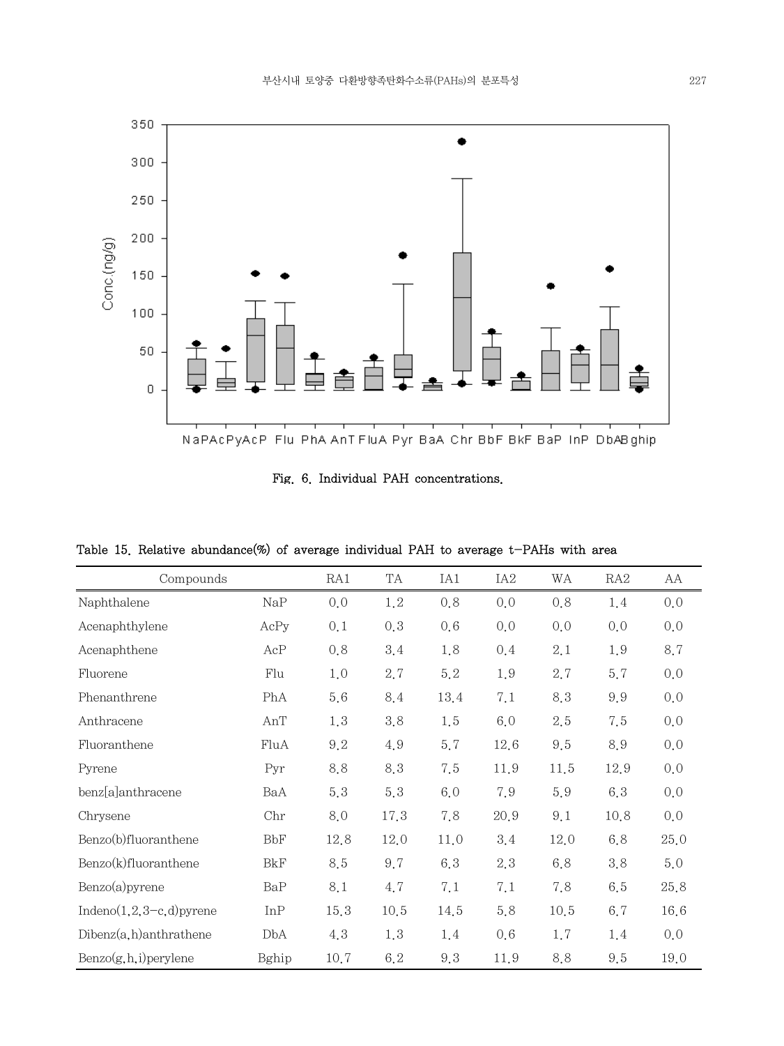Fig. 6. Individual PAH concentrations.

Table 15. Relative abundance(%) of average individual PAH to average t-PAHs with area

| Compounds | | RA1 | TA | IA1 | IA2 | WA | RA2 | AA |
|---|---|---|---|---|---|---|---|---|
| Naphthalene | NaP | 0.0 | 1.2 | 0.8 | 0.0 | 0.8 | 1.4 | 0.0 |
| Acenaphthylene | AcPy | 0.1 | 0.3 | 0.6 | 0.0 | 0.0 | 0.0 | 0.0 |
| Acenaphthene | AcP | 0.8 | 3.4 | 1.8 | 0.4 | 2.1 | 1.9 | 8.7 |
| Fluorene | Flu | 1.0 | 2.7 | 5.2 | 1.9 | 2.7 | 5.7 | 0.0 |
| Phenanthrene | PhA | 5.6 | 8.4 | 13.4 | 7.1 | 8.3 | 9.9 | 0.0 |
| Anthracene | AnT | 1.3 | 3.8 | 1.5 | 6.0 | 2.5 | 7.5 | 0.0 |
| Fluoranthene | FluA | 9.2 | 4.9 | 5.7 | 12.6 | 9.5 | 8.9 | 0.0 |
| Pyrene | Pyr | 8.8 | 8.3 | 7.5 | 11.9 | 11.5 | 12.9 | 0.0 |
| benz[a]anthracene | BaA | 5.3 | 5.3 | 6.0 | 7.9 | 5.9 | 6.3 | 0.0 |
| Chrysene | Chr | 8.0 | 17.3 | 7.8 | 20.9 | 9.1 | 10.8 | 0.0 |
| Benzo(b)fluoranthene | BbF | 12.8 | 12.0 | 11.0 | 3.4 | 12.0 | 6.8 | 25.0 |
| Benzo(k)fluoranthene | BkF | 8.5 | 9.7 | 6.3 | 2.3 | 6.8 | 3.8 | 5.0 |
| Benzo(a)pyrene | BaP | 8.1 | 4.7 | 7.1 | 7.1 | 7.8 | 6.5 | 25.8 |
| Indeno(1,2,3-c,d)pyrene | InP | 15.3 | 10.5 | 14.5 | 5.8 | 10.5 | 6.7 | 16.6 |
| Dibenz(a,h)anthrathene | DbA | 4.3 | 1.3 | 1.4 | 0.6 | 1.7 | 1.4 | 0.0 |
| Benzo(g,h,i)perylene | Bghip | 10.7 | 6.2 | 9.3 | 11.9 | 8.8 | 9.5 | 19.0 |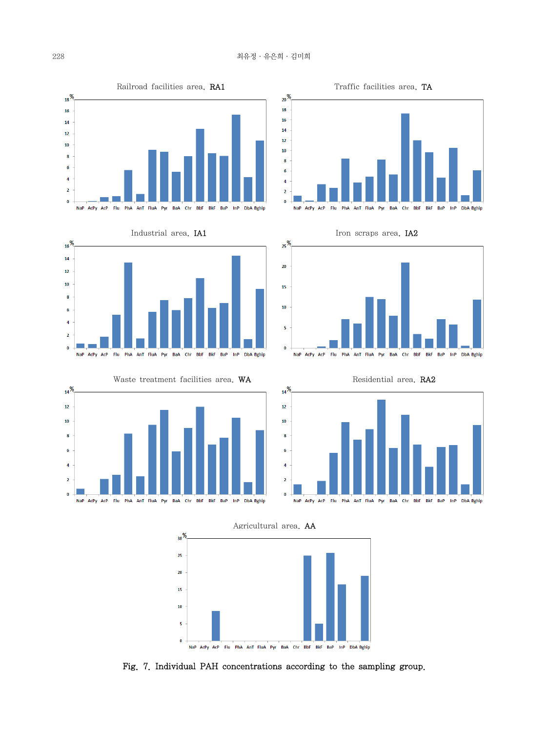Railroad facilities area, RA1

Traffic facilities area, TA

Industrial area, IA1

Iron scraps area, IA2

Waste treatment facilities area, WA

Residential area, RA2

Agricultural area, AA

Fig. 7. Individual PAH concentrations according to the sampling group.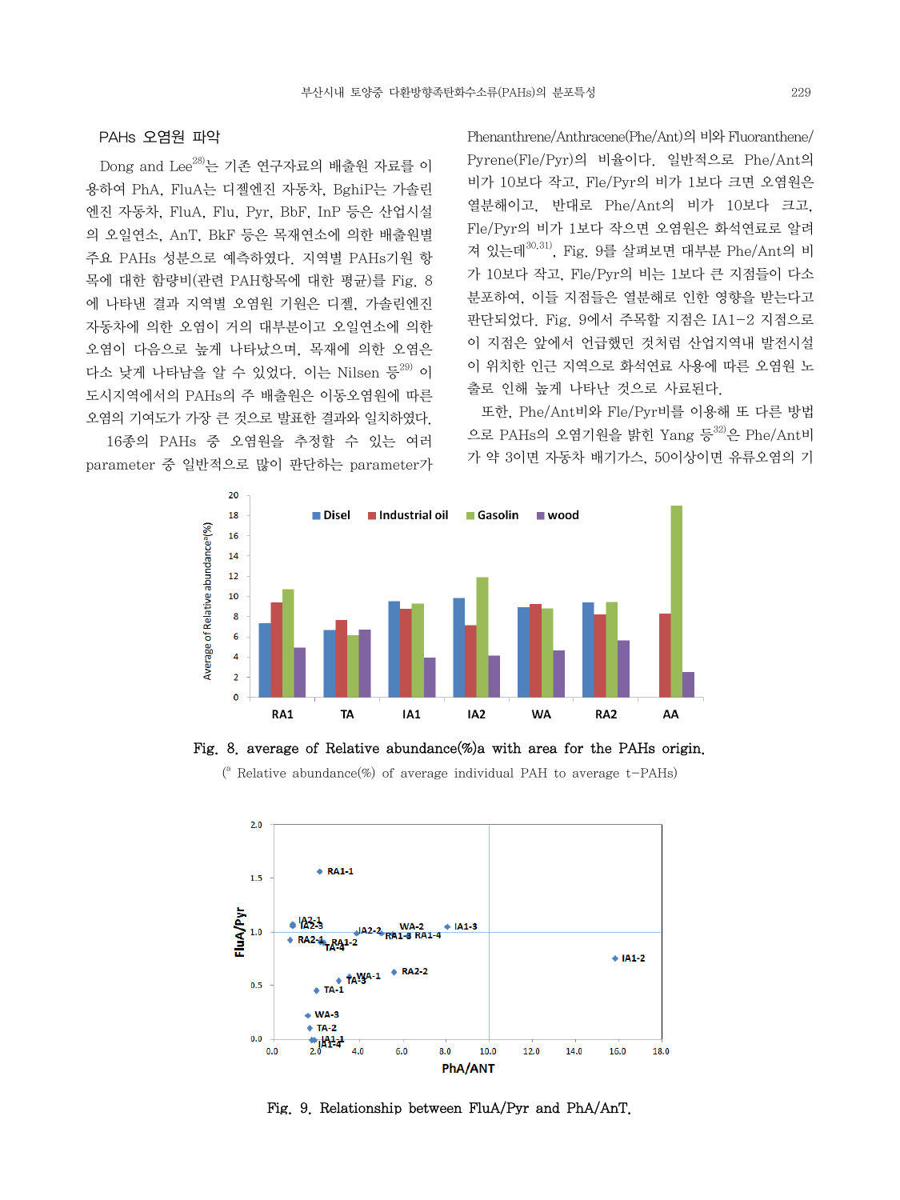## PAHs 오염원 파악

Dong and Lee[28]는 기존 연구자료의 배출원 자료를 이용하여 PhA, FluA는 디젤엔진 자동차, BghiP는 가솔린엔진 자동차, FluA, Flu, Pyr, BbF, InP 등은 산업시설의 오일연소, AnT, BkF 등은 목재연소에 의한 배출원별 주요 PAHs 성분으로 예측하였다. 지역별 PAHs기원 항목에 대한 함량비(관련 PAH항목에 대한 평균)를 Fig. 8에 나타낸 결과 지역별 오염원 기원은 디젤, 가솔린엔진 자동차에 의한 오염이 거의 대부분이고 오일연소에 의한 오염이 다음으로 높게 나타났으며, 목재에 의한 오염은 다소 낮게 나타남을 알 수 있었다. 이는 Nilsen 등[29] 이 도시지역에서의 PAHs의 주 배출원은 이동오염원에 따른 오염의 기여도가 가장 큰 것으로 발표한 결과와 일치하였다.

16종의 PAHs 중 오염원을 추정할 수 있는 여러 parameter 중 일반적으로 많이 판단하는 parameter가 Phenanthrene/Anthracene(Phe/Ant)의 비와 Fluoranthene/Pyrene(Fle/Pyr)의 비율이다. 일반적으로 Phe/Ant의 비가 10보다 작고, Fle/Pyr의 비가 1보다 크면 오염원은 열분해이고, 반대로 Phe/Ant의 비가 10보다 크고, Fle/Pyr의 비가 1보다 작으면 오염원은 화석연료로 알려져 있는데[30,31], Fig. 9를 살펴보면 대부분 Phe/Ant의 비가 10보다 작고, Fle/Pyr의 비는 1보다 큰 지점들이 다소 분포하여, 이들 지점들은 열분해로 인한 영향을 받는다고 판단되었다. Fig. 9에서 주목할 지점은 IA1-2 지점으로 이 지점은 앞에서 언급했던 것처럼 산업지역내 발전시설이 위치한 인근 지역으로 화석연료 사용에 따른 오염원 노출로 인해 높게 나타난 것으로 사료된다.

또한, Phe/Ant비와 Fle/Pyr비를 이용해 또 다른 방법으로 PAHs의 오염기원을 밝힌 Yang 등[32]은 Phe/Ant비가 약 3이면 자동차 배기가스, 50이상이면 유류오염의 기

Fig. 8. average of Relative abundance(%)a with area for the PAHs origin.

([a] Relative abundance(%) of average individual PAH to average t-PAHs)

Fig. 9. Relationship between FluA/Pyr and PhA/AnT.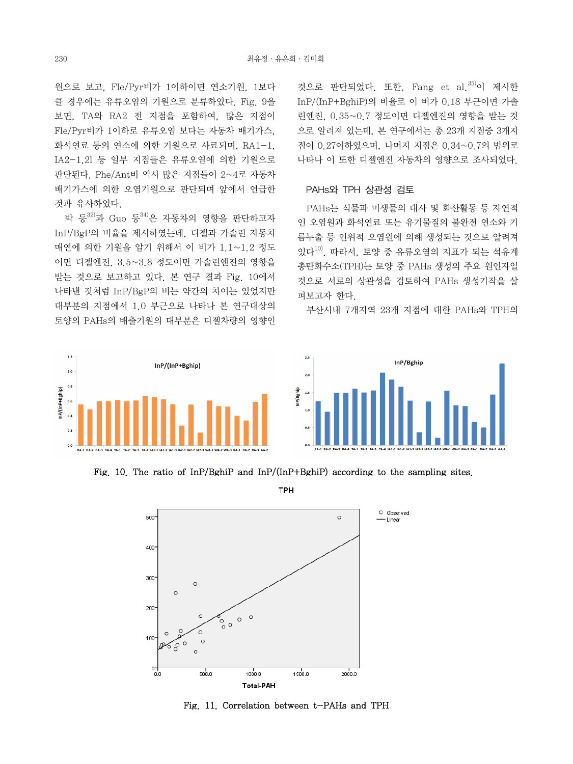원으로 보고, Fle/Pyr비가 1이하이면 연소기원, 1보다 클 경우에는 유류오염의 기원으로 분류하였다. Fig. 9을 보면, TA와 RA2 전 지점을 포함하여, 많은 지점이 Fle/Pyr비가 1이하로 유류오염 보다는 자동차 배기가스, 화석연료 등의 연소에 의한 기원으로 사료되며, RA1-1, IA2-1,21 등 일부 지점들은 유류오염에 의한 기원으로 판단된다. Phe/Ant비 역시 많은 지점들이 2~4로 자동차 배기가스에 의한 오염기원으로 판단되며 앞에서 언급한 것과 유사하였다.

박 등[32]과 Guo 등[34]은 자동차의 영향을 판단하고자 InP/BgP의 비율을 제시하였는데, 디젤과 가솔린 자동차 매연에 의한 기원을 알기 위해서 이 비가 1.1~1.2 정도이면 디젤엔진, 3.5~3.8 정도이면 가솔린엔진의 영향을 받는 것으로 보고하고 있다. 본 연구 결과 Fig. 10에서 나타낸 것처럼 InP/BgP의 비는 약간의 차이는 있었지만 대부분의 지점에서 1.0 부근으로 나타나 본 연구대상의 토양의 PAHs의 배출기원의 대부분은 디젤차량의 영향인 것으로 판단되었다. 또한, Fang et al.[35]이 제시한 InP/(InP+BghiP)의 비율로 이 비가 0.18 부근이면 가솔린엔진, 0.35~0.7 정도이면 디젤엔진의 영향을 받는 것으로 알려져 있는데, 본 연구에서는 총 23개 지점중 3개지점이 0.27이하였으며, 나머지 지점은 0.34~0.7의 범위로 나타나 이 또한 디젤엔진 자동차의 영향으로 조사되었다.

### PAHs와 TPH 상관성 검토

PAHs는 식물과 미생물의 대사 및 화산활동 등 자연적인 오염원과 화석연료 또는 유기물질의 불완전 연소와 기름누출 등 인위적 오염원에 의해 생성되는 것으로 알려져 있다[10]. 따라서, 토양 중 유류오염의 지표가 되는 석유계 총탄화수소(TPH)는 토양 중 PAHs 생성의 주요 원인자일 것으로 서로의 상관성을 검토하여 PAHs 생성기작을 살펴보고자 한다.

부산시내 7개지역 23개 지점에 대한 PAHs와 TPH의

Fig. 10. The ratio of InP/BghiP and InP/(InP+BghiP) according to the sampling sites.

Fig. 11. Correlation between t-PAHs and TPH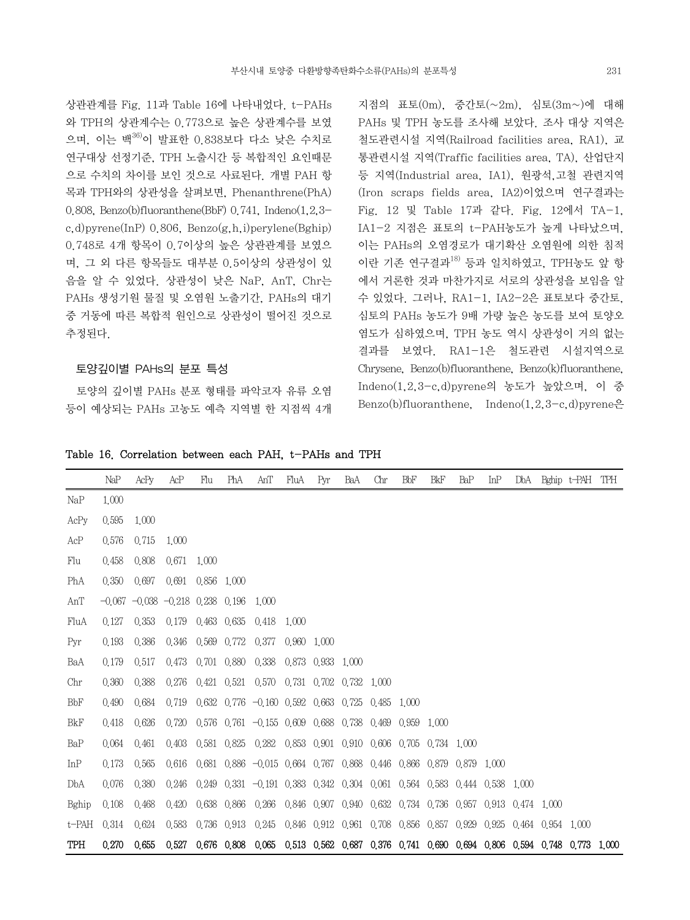상관관계를 Fig. 11과 Table 16에 나타내었다. t-PAHs와 TPH의 상관계수는 0.773으로 높은 상관계수를 보였으며, 이는 백[36]이 발표한 0.838보다 다소 낮은 수치로 연구대상 선정기준, TPH 노출시간 등 복합적인 요인때문으로 수치의 차이를 보인 것으로 사료된다. 개별 PAH 항목과 TPH와의 상관성을 살펴보면, Phenanthrene(PhA) 0.808, Benzo(b)fluoranthene(BbF) 0.741, Indeno(1,2,3-c,d)pyrene(InP) 0.806, Benzo(g,h,i)perylene(Bghip) 0.748로 4개 항목이 0.7이상의 높은 상관관계를 보였으며, 그 외 다른 항목들도 대부분 0.5이상의 상관성이 있음을 알 수 있었다. 상관성이 낮은 NaP, AnT, Chr는 PAHs 생성기원 물질 및 오염원 노출기간, PAHs의 대기중 거동에 따른 복합적 원인으로 상관성이 떨어진 것으로 추정된다.

### 토양깊이별 PAHs의 분포 특성

토양의 깊이별 PAHs 분포 형태를 파악코자 유류 오염 등이 예상되는 PAHs 고농도 예측 지역별 한 지점씩 4개 지점의 표토(0m), 중간토(~2m), 심토(3m~)에 대해 PAHs 및 TPH 농도를 조사해 보았다. 조사 대상 지역은 철도관련시설 지역(Railroad facilities area, RA1), 교통관련시설 지역(Traffic facilities area, TA), 산업단지 등 지역(Industrial area, IA1), 원광석,고철 관련지역(Iron scraps fields area, IA2)이었으며 연구결과는 Fig. 12 및 Table 17과 같다. Fig. 12에서 TA-1, IA1-2 지점은 표토의 t-PAH농도가 높게 나타났으며, 이는 PAHs의 오염경로가 대기확산 오염원에 의한 침적이란 기존 연구결과[18] 등과 일치하였고, TPH농도 앞 항에서 거론한 것과 마찬가지로 서로의 상관성을 보임을 알 수 있었다. 그러나, RA1-1, IA2-2은 표토보다 중간토, 심토의 PAHs 농도가 9배 가량 높은 농도를 보여 토양오염도가 심하였으며, TPH 농도 역시 상관성이 거의 없는 결과를 보였다. RA1-1은 철도관련 시설지역으로 Chrysene, Benzo(b)fluoranthene, Benzo(k)fluoranthene, Indeno(1,2,3-c,d)pyrene의 농도가 높았으며, 이 중 Benzo(b)fluoranthene, Indeno(1,2,3-c,d)pyrene은

**Table 16. Correlation between each PAH, t-PAHs and TPH**

| | NaP | AcPy | AcP | Flu | PhA | AnT | FluA | Pyr | BaA | Chr | BbF | BkF | BaP | InP | DbA | Bghip | t-PAH | TPH |
|---|---|---|---|---|---|---|---|---|---|---|---|---|---|---|---|---|---|---|
| NaP | 1.000 | | | | | | | | | | | | | | | | | |
| AcPy | 0.595 | 1.000 | | | | | | | | | | | | | | | | |
| AcP | 0.576 | 0.715 | 1.000 | | | | | | | | | | | | | | | |
| Flu | 0.458 | 0.808 | 0.671 | 1.000 | | | | | | | | | | | | | | |
| PhA | 0.350 | 0.697 | 0.691 | 0.856 | 1.000 | | | | | | | | | | | | | |
| AnT | −0.067 | −0.038 | −0.218 | 0.238 | 0.196 | 1.000 | | | | | | | | | | | | |
| FluA | 0.127 | 0.353 | 0.179 | 0.463 | 0.635 | 0.418 | 1.000 | | | | | | | | | | | |
| Pyr | 0.193 | 0.386 | 0.346 | 0.569 | 0.772 | 0.377 | 0.960 | 1.000 | | | | | | | | | | |
| BaA | 0.179 | 0.517 | 0.473 | 0.701 | 0.880 | 0.338 | 0.873 | 0.933 | 1.000 | | | | | | | | | |
| Chr | 0.360 | 0.388 | 0.276 | 0.421 | 0.521 | 0.570 | 0.731 | 0.702 | 0.732 | 1.000 | | | | | | | | |
| BbF | 0.490 | 0.684 | 0.719 | 0.632 | 0.776 | −0.160 | 0.592 | 0.663 | 0.725 | 0.485 | 1.000 | | | | | | | |
| BkF | 0.418 | 0.626 | 0.720 | 0.576 | 0.761 | −0.155 | 0.609 | 0.688 | 0.738 | 0.469 | 0.959 | 1.000 | | | | | | |
| BaP | 0.064 | 0.461 | 0.403 | 0.581 | 0.825 | 0.282 | 0.853 | 0.901 | 0.910 | 0.606 | 0.705 | 0.734 | 1.000 | | | | | |
| InP | 0.173 | 0.565 | 0.616 | 0.681 | 0.886 | −0.015 | 0.664 | 0.767 | 0.868 | 0.446 | 0.866 | 0.879 | 0.879 | 1.000 | | | | |
| DbA | 0.076 | 0.380 | 0.246 | 0.249 | 0.331 | −0.191 | 0.383 | 0.342 | 0.304 | 0.061 | 0.564 | 0.583 | 0.444 | 0.538 | 1.000 | | | |
| Bghip | 0.108 | 0.468 | 0.420 | 0.638 | 0.866 | 0.266 | 0.846 | 0.907 | 0.940 | 0.632 | 0.734 | 0.736 | 0.957 | 0.913 | 0.474 | 1.000 | | |
| t-PAH | 0.314 | 0.624 | 0.583 | 0.736 | 0.913 | 0.245 | 0.846 | 0.912 | 0.961 | 0.708 | 0.856 | 0.857 | 0.929 | 0.925 | 0.464 | 0.954 | 1.000 | |
| **TPH** | **0.270** | **0.655** | **0.527** | **0.676** | **0.808** | **0.065** | **0.513** | **0.562** | **0.687** | **0.376** | **0.741** | **0.690** | **0.694** | **0.806** | **0.594** | **0.748** | **0.773** | **1.000** |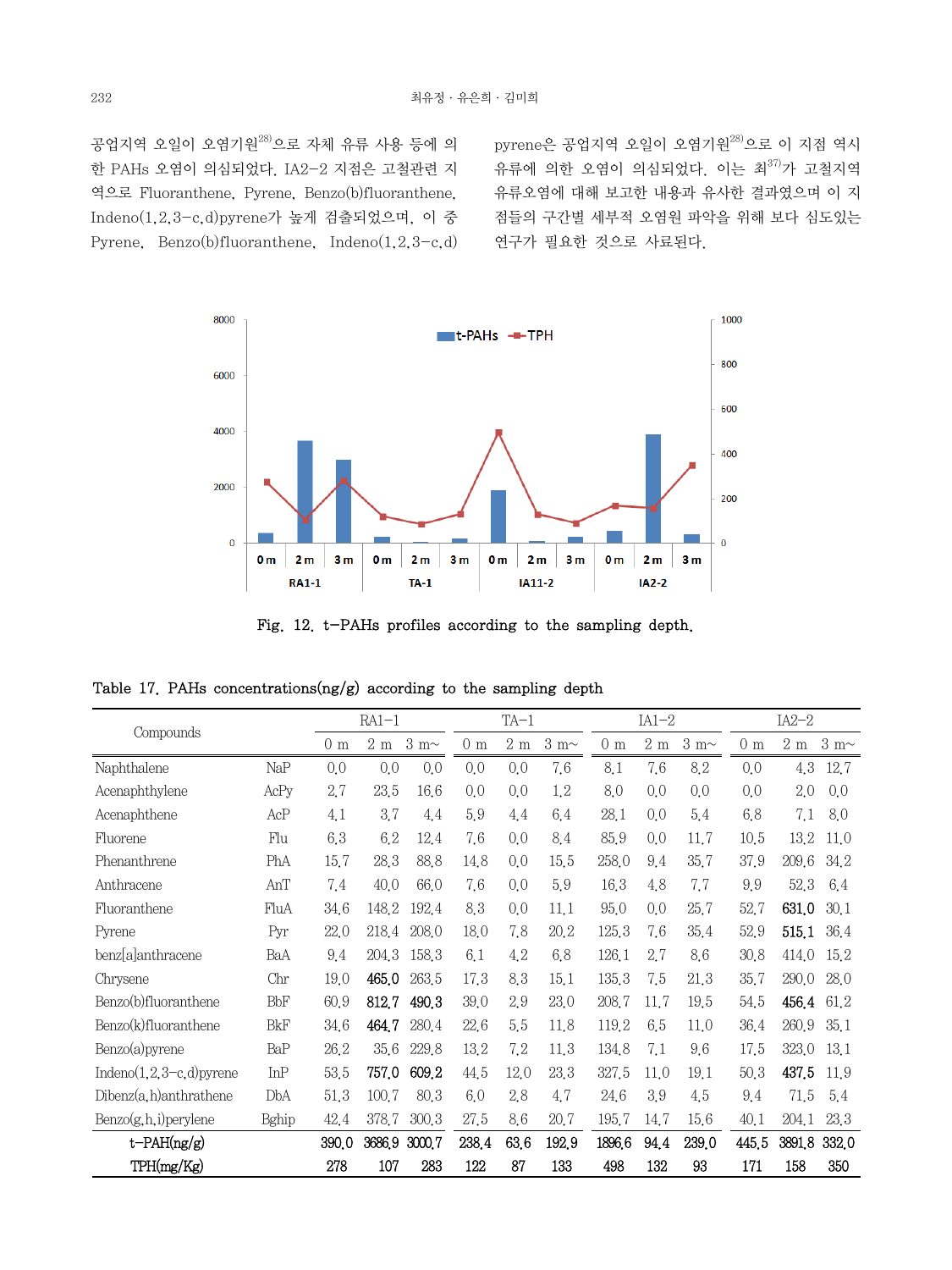공업지역 오일이 오염기원[28]으로 자체 유류 사용 등에 의한 PAHs 오염이 의심되었다. IA2-2 지점은 고철관련 지역으로 Fluoranthene, Pyrene, Benzo(b)fluoranthene, Indeno(1,2,3-c,d)pyrene가 높게 검출되었으며, 이 중 Pyrene, Benzo(b)fluoranthene, Indeno(1,2,3-c,d)pyrene은 공업지역 오일이 오염기원[28]으로 이 지점 역시 유류에 의한 오염이 의심되었다. 이는 최[37]가 고철지역 유류오염에 대해 보고한 내용과 유사한 결과였으며 이 지점들의 구간별 세부적 오염원 파악을 위해 보다 심도있는 연구가 필요한 것으로 사료된다.

Fig. 12. t-PAHs profiles according to the sampling depth.

Table 17. PAHs concentrations(ng/g) according to the sampling depth

| Compounds | | RA1-1 | | | TA-1 | | | IA1-2 | | | IA2-2 | | |
|---|---|---|---|---|---|---|---|---|---|---|---|---|---|
| | | 0 m | 2 m | 3 m~ | 0 m | 2 m | 3 m~ | 0 m | 2 m | 3 m~ | 0 m | 2 m | 3 m~ |
| Naphthalene | NaP | 0.0 | 0.0 | 0.0 | 0.0 | 0.0 | 7.6 | 8.1 | 7.6 | 8.2 | 0.0 | 4.3 | 12.7 |
| Acenaphthylene | AcPy | 2.7 | 23.5 | 16.6 | 0.0 | 0.0 | 1.2 | 8.0 | 0.0 | 0.0 | 0.0 | 2.0 | 0.0 |
| Acenaphthene | AcP | 4.1 | 3.7 | 4.4 | 5.9 | 4.4 | 6.4 | 28.1 | 0.0 | 5.4 | 6.8 | 7.1 | 8.0 |
| Fluorene | Flu | 6.3 | 6.2 | 12.4 | 7.6 | 0.0 | 8.4 | 85.9 | 0.0 | 11.7 | 10.5 | 13.2 | 11.0 |
| Phenanthrene | PhA | 15.7 | 28.3 | 88.8 | 14.8 | 0.0 | 15.5 | 258.0 | 9.4 | 35.7 | 37.9 | 209.6 | 34.2 |
| Anthracene | AnT | 7.4 | 40.0 | 66.0 | 7.6 | 0.0 | 5.9 | 16.3 | 4.8 | 7.7 | 9.9 | 52.3 | 6.4 |
| Fluoranthene | FluA | 34.6 | 148.2 | 192.4 | 8.3 | 0.0 | 11.1 | 95.0 | 0.0 | 25.7 | 52.7 | **631.0** | 30.1 |
| Pyrene | Pyr | 22.0 | 218.4 | 208.0 | 18.0 | 7.8 | 20.2 | 125.3 | 7.6 | 35.4 | 52.9 | **515.1** | 36.4 |
| benz[a]anthracene | BaA | 9.4 | 204.3 | 158.3 | 6.1 | 4.2 | 6.8 | 126.1 | 2.7 | 8.6 | 30.8 | 414.0 | 15.2 |
| Chrysene | Chr | 19.0 | **465.0** | 263.5 | 17.3 | 8.3 | 15.1 | 135.3 | 7.5 | 21.3 | 35.7 | 290.0 | 28.0 |
| Benzo(b)fluoranthene | BbF | 60.9 | **812.7** | **490.3** | 39.0 | 2.9 | 23.0 | 208.7 | 11.7 | 19.5 | 54.5 | **456.4** | 61.2 |
| Benzo(k)fluoranthene | BkF | 34.6 | **464.7** | 280.4 | 22.6 | 5.5 | 11.8 | 119.2 | 6.5 | 11.0 | 36.4 | 260.9 | 35.1 |
| Benzo(a)pyrene | BaP | 26.2 | 35.6 | 229.8 | 13.2 | 7.2 | 11.3 | 134.8 | 7.1 | 9.6 | 17.5 | 323.0 | 13.1 |
| Indeno(1,2,3-c,d)pyrene | InP | 53.5 | **757.0** | **609.2** | 44.5 | 12.0 | 23.3 | 327.5 | 11.0 | 19.1 | 50.3 | **437.5** | 11.9 |
| Dibenz(a,h)anthrathene | DbA | 51.3 | 100.7 | 80.3 | 6.0 | 2.8 | 4.7 | 24.6 | 3.9 | 4.5 | 9.4 | 71.5 | 5.4 |
| Benzo(g,h,i)perylene | Bghip | 42.4 | 378.7 | 300.3 | 27.5 | 8.6 | 20.7 | 195.7 | 14.7 | 15.6 | 40.1 | 204.1 | 23.3 |
| t-PAH(ng/g) | | 390.0 | 3686.9 | 3000.7 | 238.4 | 63.6 | 192.9 | 1896.6 | 94.4 | 239.0 | 445.5 | 3891.8 | 332.0 |
| TPH(mg/Kg) | | 278 | 107 | 283 | 122 | 87 | 133 | 498 | 132 | 93 | 171 | 158 | 350 |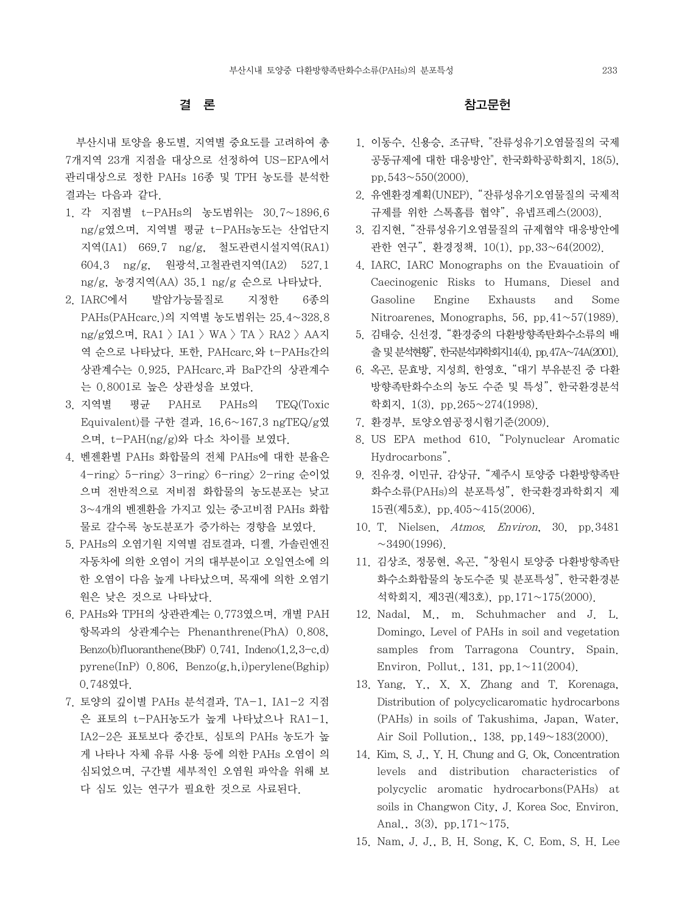## 결 론

부산시내 토양을 용도별, 지역별 중요도를 고려하여 총 7개지역 23개 지점을 대상으로 선정하여 US-EPA에서 관리대상으로 정한 PAHs 16종 및 TPH 농도를 분석한 결과는 다음과 같다.

1. 각 지점별 t-PAHs의 농도범위는 30.7~1896.6 ng/g였으며, 지역별 평균 t-PAHs농도는 산업단지지역(IA1) 669.7 ng/g, 철도관련시설지역(RA1) 604.3 ng/g, 원광석,고철관련지역(IA2) 527.1 ng/g, 농경지역(AA) 35.1 ng/g 순으로 나타났다.
2. IARC에서 발암가능물질로 지정한 6종의 PAHs(PAHcarc.)의 지역별 농도범위는 25.4~328.8 ng/g였으며, RA1 〉 IA1 〉 WA 〉 TA 〉 RA2 〉 AA지역 순으로 나타났다. 또한, PAHcarc.와 t-PAHs간의 상관계수는 0.925, PAHcarc.과 BaP간의 상관계수는 0.8001로 높은 상관성을 보였다.
3. 지역별 평균 PAH로 PAHs의 TEQ(Toxic Equivalent)를 구한 결과, 16.6~167.3 ngTEQ/g였으며, t-PAH(ng/g)와 다소 차이를 보였다.
4. 벤젠환별 PAHs 화합물의 전체 PAHs에 대한 분율은 4-ring〉 5-ring〉 3-ring〉 6-ring〉 2-ring 순이었으며 전반적으로 저비점 화합물의 농도분포는 낮고 3~4개의 벤젠환을 가지고 있는 중고비점 PAHs 화합물로 갈수록 농도분포가 증가하는 경향을 보였다.
5. PAHs의 오염기원 지역별 검토결과, 디젤, 가솔린엔진 자동차에 의한 오염이 거의 대부분이고 오일연소에 의한 오염이 다음 높게 나타났으며, 목재에 의한 오염기원은 낮은 것으로 나타났다.
6. PAHs와 TPH의 상관관계는 0.773였으며, 개별 PAH 항목과의 상관계수는 Phenanthrene(PhA) 0.808, Benzo(b)fluoranthene(BbF) 0.741, Indeno(1,2,3-c,d) pyrene(InP) 0.806, Benzo(g,h,i)perylene(Bghip) 0.748였다.
7. 토양의 깊이별 PAHs 분석결과, TA-1, IA1-2 지점은 표토의 t-PAH농도가 높게 나타났으나 RA1-1, IA2-2은 표토보다 중간토, 심토의 PAHs 농도가 높게 나타나 자체 유류 사용 등에 의한 PAHs 오염이 의심되었으며, 구간별 세부적인 오염원 파악을 위해 보다 심도 있는 연구가 필요한 것으로 사료된다.

## 참고문헌

1. 이동수, 신용승, 조규탁, "잔류성유기오염물질의 국제공동규제에 대한 대응방안", 한국화학공학회지, 18(5), pp.543~550(2000).
2. 유엔환경계획(UNEP), "잔류성유기오염물질의 국제적 규제를 위한 스톡홀름 협약", 유넵프레스(2003).
3. 김지현, "잔류성유기오염물질의 규제협약 대응방안에 관한 연구", 환경정책, 10(1), pp.33~64(2002).
4. IARC, IARC Monographs on the Evauatioin of Caecinogenic Risks to Humans. Diesel and Gasoline Engine Exhausts and Some Nitroarenes, Monographs, 56, pp.41~57(1989).
5. 김태승, 신선경, "환경중의 다환방향족탄화수소류의 배출 및 분석현황", 한국분석과학회지14(4), pp.47A~74A(2001).
6. 옥곤, 문효방, 지성희, 한영호, "대기 부유분진 중 다환방향족탄화수소의 농도 수준 및 특성", 한국환경분석학회지, 1(3), pp.265~274(1998).
7. 환경부, 토양오염공정시험기준(2009).
8. US EPA method 610, "Polynuclear Aromatic Hydrocarbons".
9. 진유경, 이민규, 감상규, "제주시 토양중 다환방향족탄화수소류(PAHs)의 분포특성", 한국환경과학회지 제15권(제5호), pp.405~415(2006).
10. T. Nielsen, *Atmos. Environ*, 30, pp.3481~3490(1996).
11. 김상조, 정몽현, 옥곤, "창원시 토양중 다환방향족탄화수소화합물의 농도수준 및 분포특성", 한국환경분석학회지, 제3권(제3호), pp.171~175(2000).
12. Nadal, M., m. Schuhmacher and J. L. Domingo, Level of PAHs in soil and vegetation samples from Tarragona Country, Spain. Environ. Pollut., 131, pp.1~11(2004).
13. Yang, Y., X. X. Zhang and T. Korenaga, Distribution of polycyclicaromatic hydrocarbons (PAHs) in soils of Takushima, Japan, Water, Air Soil Pollution., 138, pp.149~183(2000).
14. Kim, S. J., Y. H. Chung and G. Ok, Concentration levels and distribution characteristics of polycyclic aromatic hydrocarbons(PAHs) at soils in Changwon City, J. Korea Soc. Environ. Anal., 3(3), pp.171~175.
15. Nam, J. J., B. H. Song, K. C. Eom, S. H. Lee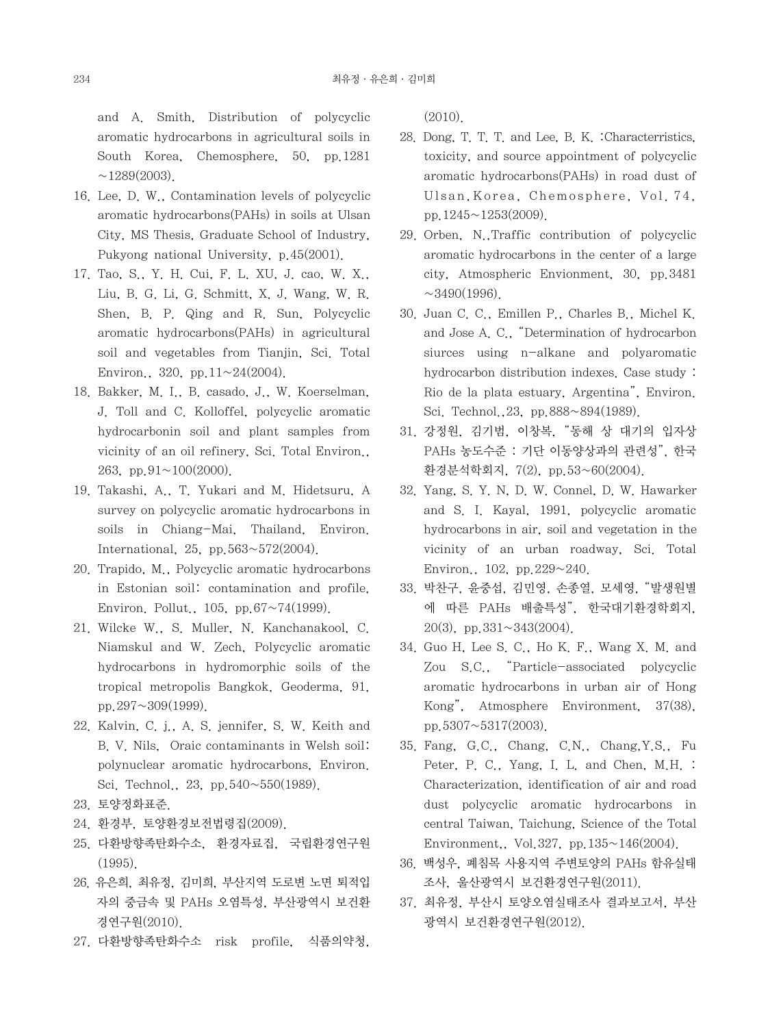and A. Smith, Distribution of polycyclic aromatic hydrocarbons in agricultural soils in South Korea, Chemosphere, 50, pp.1281~1289(2003).

16. Lee, D. W., Contamination levels of polycyclic aromatic hydrocarbons(PAHs) in soils at Ulsan City, MS Thesis, Graduate School of Industry, Pukyong national University, p.45(2001).
17. Tao, S., Y. H. Cui, F. L. XU, J. cao, W. X., Liu, B. G. Li, G. Schmitt, X. J. Wang, W. R. Shen, B. P. Qing and R. Sun, Polycyclic aromatic hydrocarbons(PAHs) in agricultural soil and vegetables from Tianjin, Sci. Total Environ., 320, pp.11~24(2004).
18. Bakker, M. I., B. casado, J., W. Koerselman, J. Toll and C. Kolloffel, polycyclic aromatic hydrocarbonin soil and plant samples from vicinity of an oil refinery, Sci. Total Environ., 263, pp.91~100(2000).
19. Takashi, A., T. Yukari and M. Hidetsuru, A survey on polycyclic aromatic hydrocarbons in soils in Chiang-Mai, Thailand, Environ. International, 25, pp.563~572(2004).
20. Trapido, M., Polycyclic aromatic hydrocarbons in Estonian soil: contamination and profile, Environ. Pollut., 105, pp.67~74(1999).
21. Wilcke W., S. Muller, N. Kanchanakool, C. Niamskul and W. Zech, Polycyclic aromatic hydrocarbons in hydromorphic soils of the tropical metropolis Bangkok, Geoderma, 91, pp.297~309(1999).
22. Kalvin, C. j., A. S. jennifer, S. W. Keith and B. V. Nils, Oraic contaminants in Welsh soil: polynuclear aromatic hydrocarbons, Environ. Sci. Technol., 23, pp.540~550(1989).
23. 토양정화표준.
24. 환경부, 토양환경보전법령집(2009).
25. 다환방향족탄화수소, 환경자료집, 국립환경연구원(1995).
26. 유은희, 최유정, 김미희, 부산지역 도로변 노면 퇴적입자의 중금속 및 PAHs 오염특성, 부산광역시 보건환경연구원(2010).
27. 다환방향족탄화수소 risk profile, 식품의약청, (2010).
28. Dong, T. T. T. and Lee, B. K. :Characterristics, toxicity, and source appointment of polycyclic aromatic hydrocarbons(PAHs) in road dust of Ulsan,Korea, Chemosphere, Vol. 74, pp.1245~1253(2009).
29. Orben, N.,Traffic contribution of polycyclic aromatic hydrocarbons in the center of a large city, Atmospheric Envionment, 30, pp.3481~3490(1996).
30. Juan C. C., Emillen P., Charles B., Michel K. and Jose A. C., "Determination of hydrocarbon siurces using n-alkane and polyaromatic hydrocarbon distribution indexes. Case study : Rio de la plata estuary, Argentina", Environ. Sci. Technol.,23, pp.888~894(1989).
31. 강정원, 김기범, 이창복, "동해 상 대기의 입자상 PAHs 농도수준 : 기단 이동양상과의 관련성", 한국환경분석학회지, 7(2), pp.53~60(2004).
32. Yang, S. Y. N, D. W. Connel, D. W. Hawarker and S. I. Kayal, 1991, polycyclic aromatic hydrocarbons in air, soil and vegetation in the vicinity of an urban roadway, Sci. Total Environ., 102, pp.229~240.
33. 박찬구, 윤중섭, 김민영, 손종열, 모세영, "발생원별에 따른 PAHs 배출특성", 한국대기환경학회지, 20(3), pp.331~343(2004).
34. Guo H, Lee S. C., Ho K. F., Wang X. M. and Zou S.C., "Particle-associated polycyclic aromatic hydrocarbons in urban air of Hong Kong", Atmosphere Environment, 37(38), pp.5307~5317(2003).
35. Fang, G.C., Chang, C.N., Chang,Y.S., Fu Peter, P. C., Yang, I. L. and Chen, M.H. : Characterization, identification of air and road dust polycyclic aromatic hydrocarbons in central Taiwan, Taichung, Science of the Total Environment,, Vol.327, pp.135~146(2004).
36. 백성우, 폐침목 사용지역 주변토양의 PAHs 함유실태 조사, 울산광역시 보건환경연구원(2011).
37. 최유정, 부산시 토양오염실태조사 결과보고서, 부산광역시 보건환경연구원(2012).